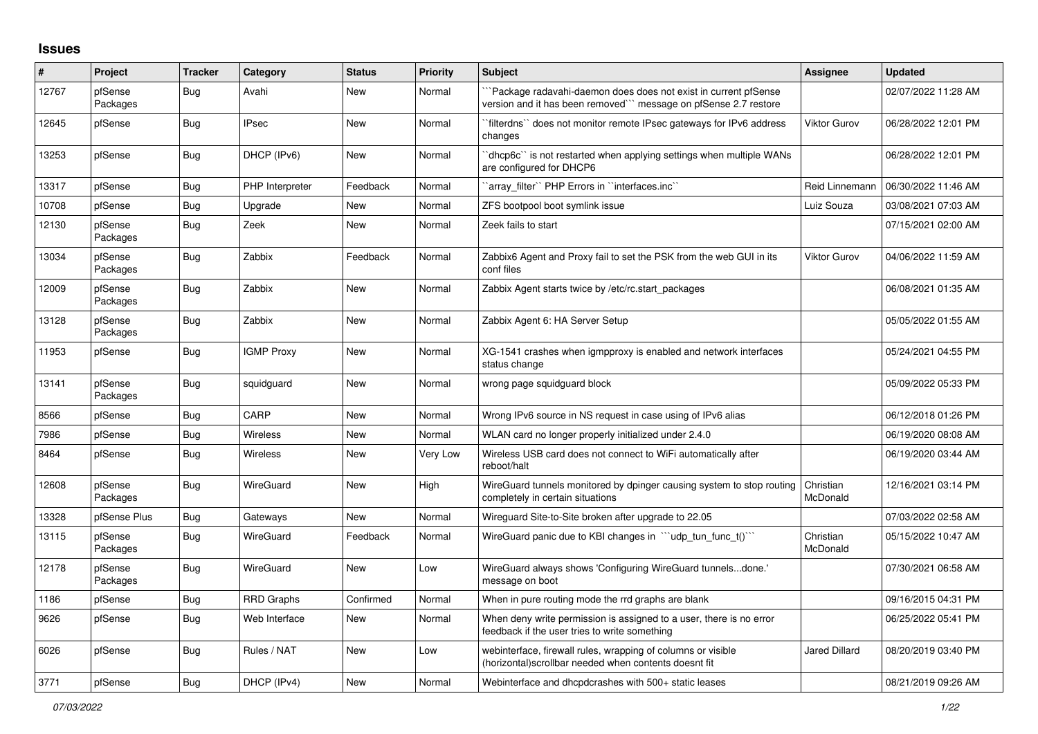# Issues

| # | Project | Tracker | Category | Status | Priority | Subject | Assignee | Updated |
|---|---|---|---|---|---|---|---|---|
| 12767 | pfSense Packages | Bug | Avahi | New | Normal | ```Package radavahi-daemon does does not exist in current pfSense version and it has been removed``` message on pfSense 2.7 restore | | 02/07/2022 11:28 AM |
| 12645 | pfSense | Bug | IPsec | New | Normal | ``filterdns`` does not monitor remote IPsec gateways for IPv6 address changes | Viktor Gurov | 06/28/2022 12:01 PM |
| 13253 | pfSense | Bug | DHCP (IPv6) | New | Normal | ``dhcp6c`` is not restarted when applying settings when multiple WANs are configured for DHCP6 | | 06/28/2022 12:01 PM |
| 13317 | pfSense | Bug | PHP Interpreter | Feedback | Normal | ``array_filter`` PHP Errors in ``interfaces.inc`` | Reid Linnemann | 06/30/2022 11:46 AM |
| 10708 | pfSense | Bug | Upgrade | New | Normal | ZFS bootpool boot symlink issue | Luiz Souza | 03/08/2021 07:03 AM |
| 12130 | pfSense Packages | Bug | Zeek | New | Normal | Zeek fails to start | | 07/15/2021 02:00 AM |
| 13034 | pfSense Packages | Bug | Zabbix | Feedback | Normal | Zabbix6 Agent and Proxy fail to set the PSK from the web GUI in its conf files | Viktor Gurov | 04/06/2022 11:59 AM |
| 12009 | pfSense Packages | Bug | Zabbix | New | Normal | Zabbix Agent starts twice by /etc/rc.start_packages | | 06/08/2021 01:35 AM |
| 13128 | pfSense Packages | Bug | Zabbix | New | Normal | Zabbix Agent 6: HA Server Setup | | 05/05/2022 01:55 AM |
| 11953 | pfSense | Bug | IGMP Proxy | New | Normal | XG-1541 crashes when igmpproxy is enabled and network interfaces status change | | 05/24/2021 04:55 PM |
| 13141 | pfSense Packages | Bug | squidguard | New | Normal | wrong page squidguard block | | 05/09/2022 05:33 PM |
| 8566 | pfSense | Bug | CARP | New | Normal | Wrong IPv6 source in NS request in case using of IPv6 alias | | 06/12/2018 01:26 PM |
| 7986 | pfSense | Bug | Wireless | New | Normal | WLAN card no longer properly initialized under 2.4.0 | | 06/19/2020 08:08 AM |
| 8464 | pfSense | Bug | Wireless | New | Very Low | Wireless USB card does not connect to WiFi automatically after reboot/halt | | 06/19/2020 03:44 AM |
| 12608 | pfSense Packages | Bug | WireGuard | New | High | WireGuard tunnels monitored by dpinger causing system to stop routing completely in certain situations | Christian McDonald | 12/16/2021 03:14 PM |
| 13328 | pfSense Plus | Bug | Gateways | New | Normal | Wireguard Site-to-Site broken after upgrade to 22.05 | | 07/03/2022 02:58 AM |
| 13115 | pfSense Packages | Bug | WireGuard | Feedback | Normal | WireGuard panic due to KBI changes in ```udp_tun_func_t()``` | Christian McDonald | 05/15/2022 10:47 AM |
| 12178 | pfSense Packages | Bug | WireGuard | New | Low | WireGuard always shows 'Configuring WireGuard tunnels...done.' message on boot | | 07/30/2021 06:58 AM |
| 1186 | pfSense | Bug | RRD Graphs | Confirmed | Normal | When in pure routing mode the rrd graphs are blank | | 09/16/2015 04:31 PM |
| 9626 | pfSense | Bug | Web Interface | New | Normal | When deny write permission is assigned to a user, there is no error feedback if the user tries to write something | | 06/25/2022 05:41 PM |
| 6026 | pfSense | Bug | Rules / NAT | New | Low | webinterface, firewall rules, wrapping of columns or visible (horizontal)scrollbar needed when contents doesnt fit | Jared Dillard | 08/20/2019 03:40 PM |
| 3771 | pfSense | Bug | DHCP (IPv4) | New | Normal | Webinterface and dhcpdcrashes with 500+ static leases | | 08/21/2019 09:26 AM |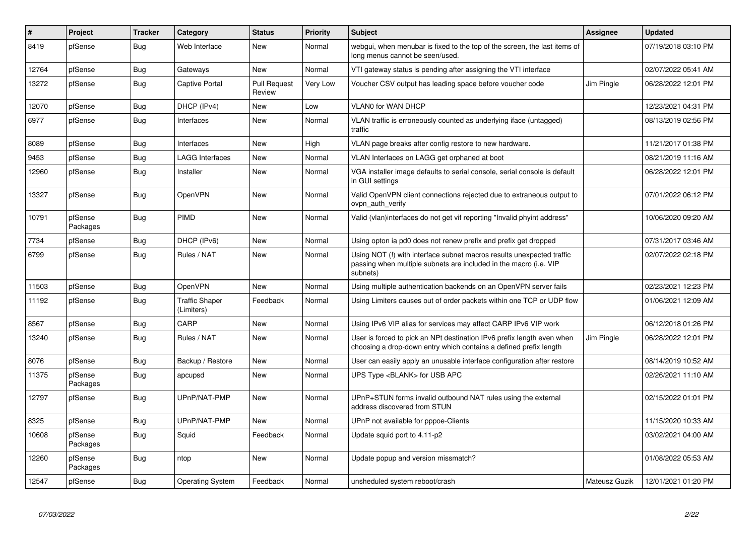| # | Project | Tracker | Category | Status | Priority | Subject | Assignee | Updated |
| --- | --- | --- | --- | --- | --- | --- | --- | --- |
| 8419 | pfSense | Bug | Web Interface | New | Normal | webgui, when menubar is fixed to the top of the screen, the last items of long menus cannot be seen/used. | | 07/19/2018 03:10 PM |
| 12764 | pfSense | Bug | Gateways | New | Normal | VTI gateway status is pending after assigning the VTI interface | | 02/07/2022 05:41 AM |
| 13272 | pfSense | Bug | Captive Portal | Pull Request Review | Very Low | Voucher CSV output has leading space before voucher code | Jim Pingle | 06/28/2022 12:01 PM |
| 12070 | pfSense | Bug | DHCP (IPv4) | New | Low | VLAN0 for WAN DHCP | | 12/23/2021 04:31 PM |
| 6977 | pfSense | Bug | Interfaces | New | Normal | VLAN traffic is erroneously counted as underlying iface (untagged) traffic | | 08/13/2019 02:56 PM |
| 8089 | pfSense | Bug | Interfaces | New | High | VLAN page breaks after config restore to new hardware. | | 11/21/2017 01:38 PM |
| 9453 | pfSense | Bug | LAGG Interfaces | New | Normal | VLAN Interfaces on LAGG get orphaned at boot | | 08/21/2019 11:16 AM |
| 12960 | pfSense | Bug | Installer | New | Normal | VGA installer image defaults to serial console, serial console is default in GUI settings | | 06/28/2022 12:01 PM |
| 13327 | pfSense | Bug | OpenVPN | New | Normal | Valid OpenVPN client connections rejected due to extraneous output to ovpn_auth_verify | | 07/01/2022 06:12 PM |
| 10791 | pfSense Packages | Bug | PIMD | New | Normal | Valid (vlan)interfaces do not get vif reporting "Invalid phyint address" | | 10/06/2020 09:20 AM |
| 7734 | pfSense | Bug | DHCP (IPv6) | New | Normal | Using opton ia pd0 does not renew prefix and prefix get dropped | | 07/31/2017 03:46 AM |
| 6799 | pfSense | Bug | Rules / NAT | New | Normal | Using NOT (!) with interface subnet macros results unexpected traffic passing when multiple subnets are included in the macro (i.e. VIP subnets) | | 02/07/2022 02:18 PM |
| 11503 | pfSense | Bug | OpenVPN | New | Normal | Using multiple authentication backends on an OpenVPN server fails | | 02/23/2021 12:23 PM |
| 11192 | pfSense | Bug | Traffic Shaper (Limiters) | Feedback | Normal | Using Limiters causes out of order packets within one TCP or UDP flow | | 01/06/2021 12:09 AM |
| 8567 | pfSense | Bug | CARP | New | Normal | Using IPv6 VIP alias for services may affect CARP IPv6 VIP work | | 06/12/2018 01:26 PM |
| 13240 | pfSense | Bug | Rules / NAT | New | Normal | User is forced to pick an NPt destination IPv6 prefix length even when choosing a drop-down entry which contains a defined prefix length | Jim Pingle | 06/28/2022 12:01 PM |
| 8076 | pfSense | Bug | Backup / Restore | New | Normal | User can easily apply an unusable interface configuration after restore | | 08/14/2019 10:52 AM |
| 11375 | pfSense Packages | Bug | apcupsd | New | Normal | UPS Type <BLANK> for USB APC | | 02/26/2021 11:10 AM |
| 12797 | pfSense | Bug | UPnP/NAT-PMP | New | Normal | UPnP+STUN forms invalid outbound NAT rules using the external address discovered from STUN | | 02/15/2022 01:01 PM |
| 8325 | pfSense | Bug | UPnP/NAT-PMP | New | Normal | UPnP not available for pppoe-Clients | | 11/15/2020 10:33 AM |
| 10608 | pfSense Packages | Bug | Squid | Feedback | Normal | Update squid port to 4.11-p2 | | 03/02/2021 04:00 AM |
| 12260 | pfSense Packages | Bug | ntop | New | Normal | Update popup and version missmatch? | | 01/08/2022 05:53 AM |
| 12547 | pfSense | Bug | Operating System | Feedback | Normal | unsheduled system reboot/crash | Mateusz Guzik | 12/01/2021 01:20 PM |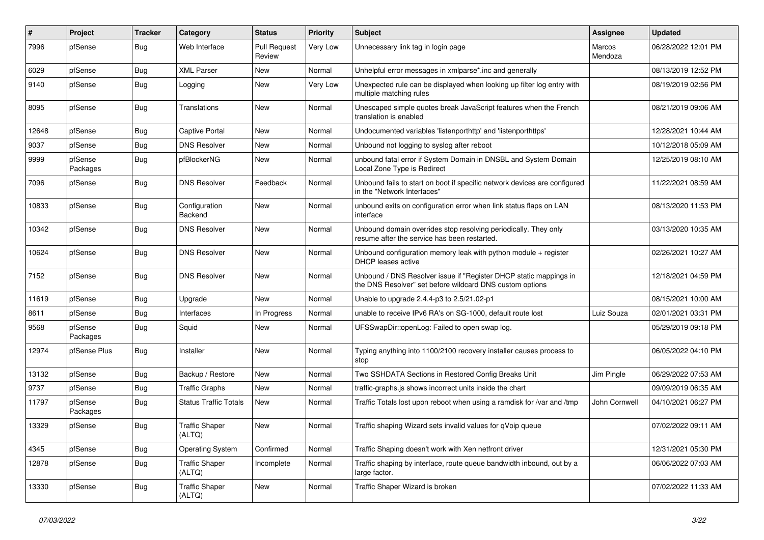| # | Project | Tracker | Category | Status | Priority | Subject | Assignee | Updated |
|---|---|---|---|---|---|---|---|---|
| 7996 | pfSense | Bug | Web Interface | Pull Request Review | Very Low | Unnecessary link tag in login page | Marcos Mendoza | 06/28/2022 12:01 PM |
| 6029 | pfSense | Bug | XML Parser | New | Normal | Unhelpful error messages in xmlparse*.inc and generally | | 08/13/2019 12:52 PM |
| 9140 | pfSense | Bug | Logging | New | Very Low | Unexpected rule can be displayed when looking up filter log entry with multiple matching rules | | 08/19/2019 02:56 PM |
| 8095 | pfSense | Bug | Translations | New | Normal | Unescaped simple quotes break JavaScript features when the French translation is enabled | | 08/21/2019 09:06 AM |
| 12648 | pfSense | Bug | Captive Portal | New | Normal | Undocumented variables 'listenporthttp' and 'listenporthttps' | | 12/28/2021 10:44 AM |
| 9037 | pfSense | Bug | DNS Resolver | New | Normal | Unbound not logging to syslog after reboot | | 10/12/2018 05:09 AM |
| 9999 | pfSense Packages | Bug | pfBlockerNG | New | Normal | unbound fatal error if System Domain in DNSBL and System Domain Local Zone Type is Redirect | | 12/25/2019 08:10 AM |
| 7096 | pfSense | Bug | DNS Resolver | Feedback | Normal | Unbound fails to start on boot if specific network devices are configured in the "Network Interfaces" | | 11/22/2021 08:59 AM |
| 10833 | pfSense | Bug | Configuration Backend | New | Normal | unbound exits on configuration error when link status flaps on LAN interface | | 08/13/2020 11:53 PM |
| 10342 | pfSense | Bug | DNS Resolver | New | Normal | Unbound domain overrides stop resolving periodically. They only resume after the service has been restarted. | | 03/13/2020 10:35 AM |
| 10624 | pfSense | Bug | DNS Resolver | New | Normal | Unbound configuration memory leak with python module + register DHCP leases active | | 02/26/2021 10:27 AM |
| 7152 | pfSense | Bug | DNS Resolver | New | Normal | Unbound / DNS Resolver issue if "Register DHCP static mappings in the DNS Resolver" set before wildcard DNS custom options | | 12/18/2021 04:59 PM |
| 11619 | pfSense | Bug | Upgrade | New | Normal | Unable to upgrade 2.4.4-p3 to 2.5/21.02-p1 | | 08/15/2021 10:00 AM |
| 8611 | pfSense | Bug | Interfaces | In Progress | Normal | unable to receive IPv6 RA's on SG-1000, default route lost | Luiz Souza | 02/01/2021 03:31 PM |
| 9568 | pfSense Packages | Bug | Squid | New | Normal | UFSSwapDir::openLog: Failed to open swap log. | | 05/29/2019 09:18 PM |
| 12974 | pfSense Plus | Bug | Installer | New | Normal | Typing anything into 1100/2100 recovery installer causes process to stop | | 06/05/2022 04:10 PM |
| 13132 | pfSense | Bug | Backup / Restore | New | Normal | Two SSHDATA Sections in Restored Config Breaks Unit | Jim Pingle | 06/29/2022 07:53 AM |
| 9737 | pfSense | Bug | Traffic Graphs | New | Normal | traffic-graphs.js shows incorrect units inside the chart | | 09/09/2019 06:35 AM |
| 11797 | pfSense Packages | Bug | Status Traffic Totals | New | Normal | Traffic Totals lost upon reboot when using a ramdisk for /var and /tmp | John Cornwell | 04/10/2021 06:27 PM |
| 13329 | pfSense | Bug | Traffic Shaper (ALTQ) | New | Normal | Traffic shaping Wizard sets invalid values for qVoip queue | | 07/02/2022 09:11 AM |
| 4345 | pfSense | Bug | Operating System | Confirmed | Normal | Traffic Shaping doesn't work with Xen netfront driver | | 12/31/2021 05:30 PM |
| 12878 | pfSense | Bug | Traffic Shaper (ALTQ) | Incomplete | Normal | Traffic shaping by interface, route queue bandwidth inbound, out by a large factor. | | 06/06/2022 07:03 AM |
| 13330 | pfSense | Bug | Traffic Shaper (ALTQ) | New | Normal | Traffic Shaper Wizard is broken | | 07/02/2022 11:33 AM |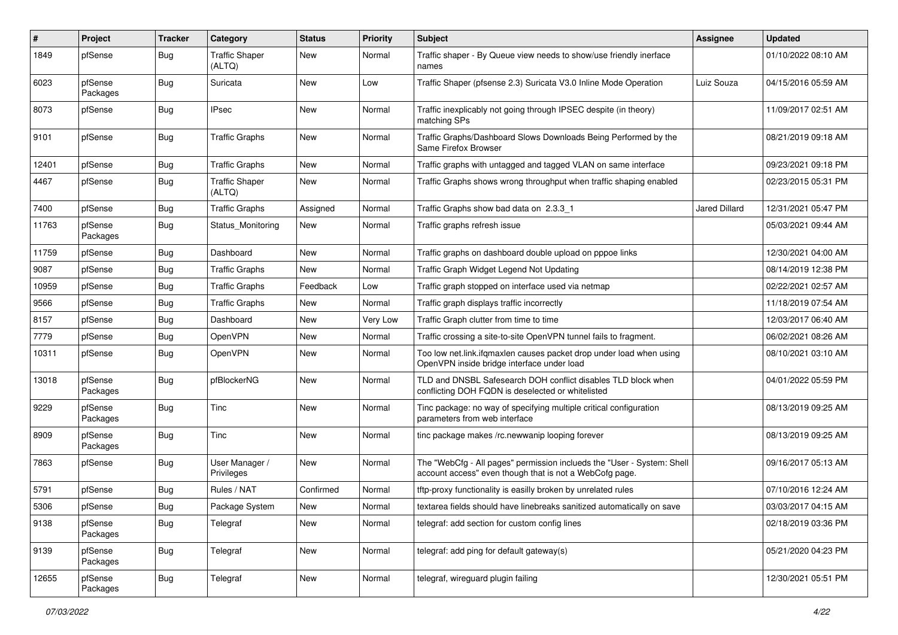| # | Project | Tracker | Category | Status | Priority | Subject | Assignee | Updated |
|---|---|---|---|---|---|---|---|---|
| 1849 | pfSense | Bug | Traffic Shaper (ALTQ) | New | Normal | Traffic shaper - By Queue view needs to show/use friendly inerface names | | 01/10/2022 08:10 AM |
| 6023 | pfSense Packages | Bug | Suricata | New | Low | Traffic Shaper (pfsense 2.3) Suricata V3.0 Inline Mode Operation | Luiz Souza | 04/15/2016 05:59 AM |
| 8073 | pfSense | Bug | IPsec | New | Normal | Traffic inexplicably not going through IPSEC despite (in theory) matching SPs | | 11/09/2017 02:51 AM |
| 9101 | pfSense | Bug | Traffic Graphs | New | Normal | Traffic Graphs/Dashboard Slows Downloads Being Performed by the Same Firefox Browser | | 08/21/2019 09:18 AM |
| 12401 | pfSense | Bug | Traffic Graphs | New | Normal | Traffic graphs with untagged and tagged VLAN on same interface | | 09/23/2021 09:18 PM |
| 4467 | pfSense | Bug | Traffic Shaper (ALTQ) | New | Normal | Traffic Graphs shows wrong throughput when traffic shaping enabled | | 02/23/2015 05:31 PM |
| 7400 | pfSense | Bug | Traffic Graphs | Assigned | Normal | Traffic Graphs show bad data on 2.3.3_1 | Jared Dillard | 12/31/2021 05:47 PM |
| 11763 | pfSense Packages | Bug | Status_Monitoring | New | Normal | Traffic graphs refresh issue | | 05/03/2021 09:44 AM |
| 11759 | pfSense | Bug | Dashboard | New | Normal | Traffic graphs on dashboard double upload on pppoe links | | 12/30/2021 04:00 AM |
| 9087 | pfSense | Bug | Traffic Graphs | New | Normal | Traffic Graph Widget Legend Not Updating | | 08/14/2019 12:38 PM |
| 10959 | pfSense | Bug | Traffic Graphs | Feedback | Low | Traffic graph stopped on interface used via netmap | | 02/22/2021 02:57 AM |
| 9566 | pfSense | Bug | Traffic Graphs | New | Normal | Traffic graph displays traffic incorrectly | | 11/18/2019 07:54 AM |
| 8157 | pfSense | Bug | Dashboard | New | Very Low | Traffic Graph clutter from time to time | | 12/03/2017 06:40 AM |
| 7779 | pfSense | Bug | OpenVPN | New | Normal | Traffic crossing a site-to-site OpenVPN tunnel fails to fragment. | | 06/02/2021 08:26 AM |
| 10311 | pfSense | Bug | OpenVPN | New | Normal | Too low net.link.ifqmaxlen causes packet drop under load when using OpenVPN inside bridge interface under load | | 08/10/2021 03:10 AM |
| 13018 | pfSense Packages | Bug | pfBlockerNG | New | Normal | TLD and DNSBL Safesearch DOH conflict disables TLD block when conflicting DOH FQDN is deselected or whitelisted | | 04/01/2022 05:59 PM |
| 9229 | pfSense Packages | Bug | Tinc | New | Normal | Tinc package: no way of specifying multiple critical configuration parameters from web interface | | 08/13/2019 09:25 AM |
| 8909 | pfSense Packages | Bug | Tinc | New | Normal | tinc package makes /rc.newwanip looping forever | | 08/13/2019 09:25 AM |
| 7863 | pfSense | Bug | User Manager / Privileges | New | Normal | The "WebCfg - All pages" permission inclueds the "User - System: Shell account access" even though that is not a WebCofg page. | | 09/16/2017 05:13 AM |
| 5791 | pfSense | Bug | Rules / NAT | Confirmed | Normal | tftp-proxy functionality is easilly broken by unrelated rules | | 07/10/2016 12:24 AM |
| 5306 | pfSense | Bug | Package System | New | Normal | textarea fields should have linebreaks sanitized automatically on save | | 03/03/2017 04:15 AM |
| 9138 | pfSense Packages | Bug | Telegraf | New | Normal | telegraf: add section for custom config lines | | 02/18/2019 03:36 PM |
| 9139 | pfSense Packages | Bug | Telegraf | New | Normal | telegraf: add ping for default gateway(s) | | 05/21/2020 04:23 PM |
| 12655 | pfSense Packages | Bug | Telegraf | New | Normal | telegraf, wireguard plugin failing | | 12/30/2021 05:51 PM |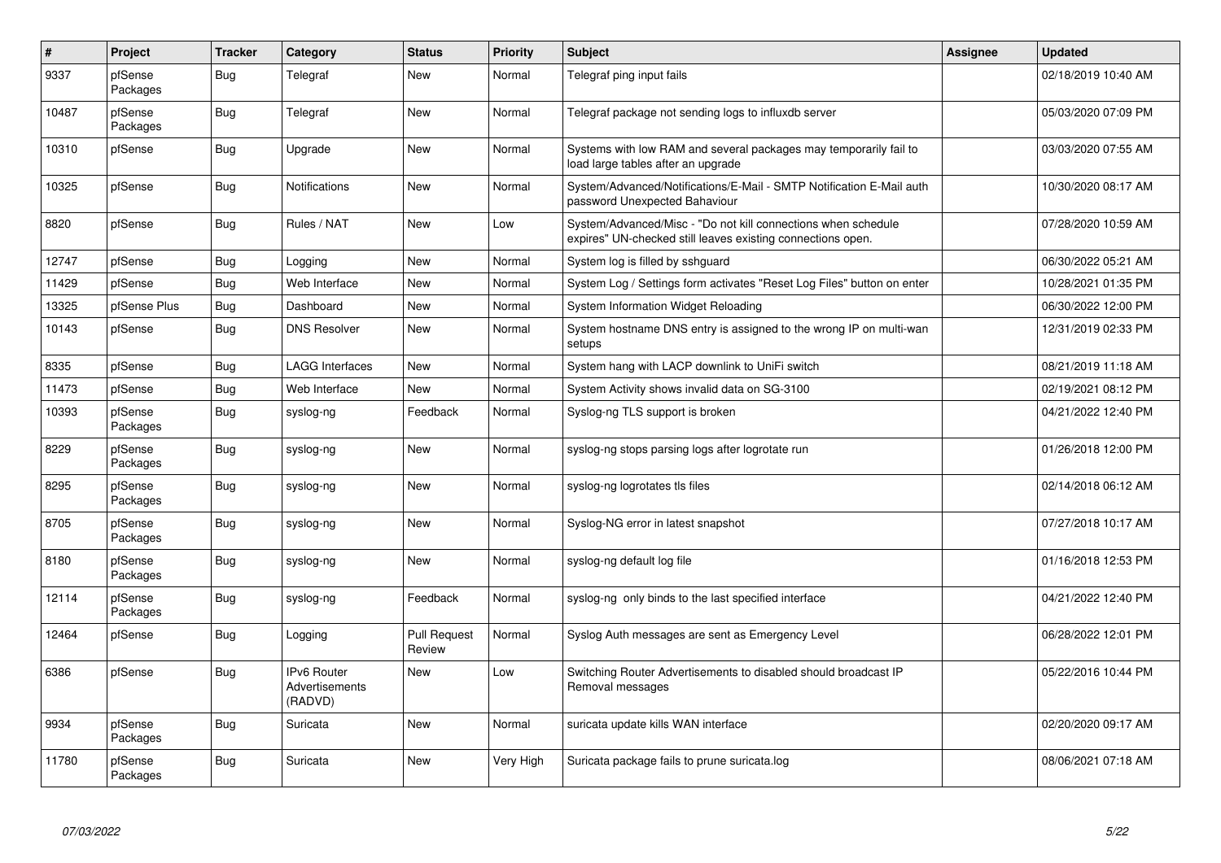| # | Project | Tracker | Category | Status | Priority | Subject | Assignee | Updated |
|---|---|---|---|---|---|---|---|---|
| 9337 | pfSense Packages | Bug | Telegraf | New | Normal | Telegraf ping input fails | | 02/18/2019 10:40 AM |
| 10487 | pfSense Packages | Bug | Telegraf | New | Normal | Telegraf package not sending logs to influxdb server | | 05/03/2020 07:09 PM |
| 10310 | pfSense | Bug | Upgrade | New | Normal | Systems with low RAM and several packages may temporarily fail to load large tables after an upgrade | | 03/03/2020 07:55 AM |
| 10325 | pfSense | Bug | Notifications | New | Normal | System/Advanced/Notifications/E-Mail - SMTP Notification E-Mail auth password Unexpected Bahaviour | | 10/30/2020 08:17 AM |
| 8820 | pfSense | Bug | Rules / NAT | New | Low | System/Advanced/Misc - "Do not kill connections when schedule expires" UN-checked still leaves existing connections open. | | 07/28/2020 10:59 AM |
| 12747 | pfSense | Bug | Logging | New | Normal | System log is filled by sshguard | | 06/30/2022 05:21 AM |
| 11429 | pfSense | Bug | Web Interface | New | Normal | System Log / Settings form activates "Reset Log Files" button on enter | | 10/28/2021 01:35 PM |
| 13325 | pfSense Plus | Bug | Dashboard | New | Normal | System Information Widget Reloading | | 06/30/2022 12:00 PM |
| 10143 | pfSense | Bug | DNS Resolver | New | Normal | System hostname DNS entry is assigned to the wrong IP on multi-wan setups | | 12/31/2019 02:33 PM |
| 8335 | pfSense | Bug | LAGG Interfaces | New | Normal | System hang with LACP downlink to UniFi switch | | 08/21/2019 11:18 AM |
| 11473 | pfSense | Bug | Web Interface | New | Normal | System Activity shows invalid data on SG-3100 | | 02/19/2021 08:12 PM |
| 10393 | pfSense Packages | Bug | syslog-ng | Feedback | Normal | Syslog-ng TLS support is broken | | 04/21/2022 12:40 PM |
| 8229 | pfSense Packages | Bug | syslog-ng | New | Normal | syslog-ng stops parsing logs after logrotate run | | 01/26/2018 12:00 PM |
| 8295 | pfSense Packages | Bug | syslog-ng | New | Normal | syslog-ng logrotates tls files | | 02/14/2018 06:12 AM |
| 8705 | pfSense Packages | Bug | syslog-ng | New | Normal | Syslog-NG error in latest snapshot | | 07/27/2018 10:17 AM |
| 8180 | pfSense Packages | Bug | syslog-ng | New | Normal | syslog-ng default log file | | 01/16/2018 12:53 PM |
| 12114 | pfSense Packages | Bug | syslog-ng | Feedback | Normal | syslog-ng only binds to the last specified interface | | 04/21/2022 12:40 PM |
| 12464 | pfSense | Bug | Logging | Pull Request Review | Normal | Syslog Auth messages are sent as Emergency Level | | 06/28/2022 12:01 PM |
| 6386 | pfSense | Bug | IPv6 Router Advertisements (RADVD) | New | Low | Switching Router Advertisements to disabled should broadcast IP Removal messages | | 05/22/2016 10:44 PM |
| 9934 | pfSense Packages | Bug | Suricata | New | Normal | suricata update kills WAN interface | | 02/20/2020 09:17 AM |
| 11780 | pfSense Packages | Bug | Suricata | New | Very High | Suricata package fails to prune suricata.log | | 08/06/2021 07:18 AM |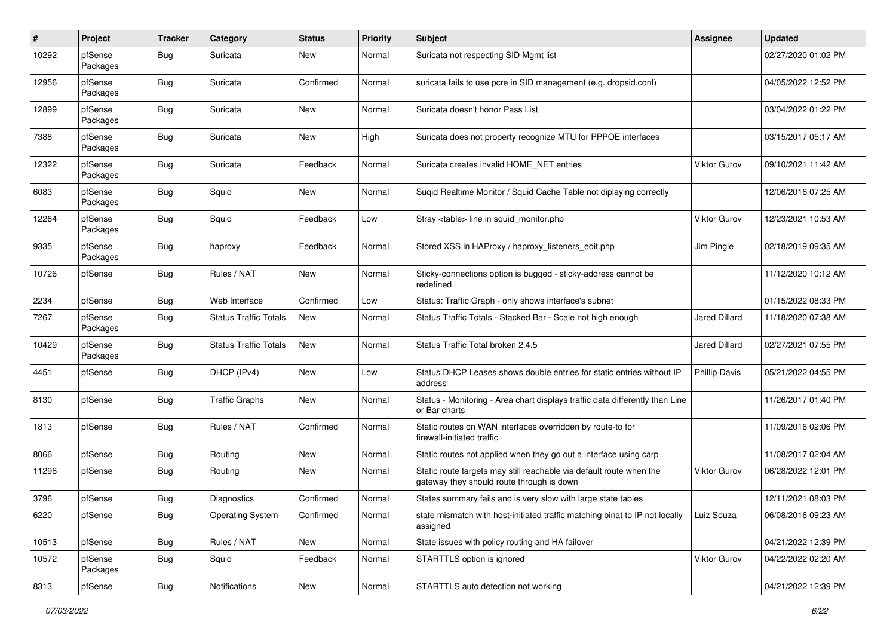| # | Project | Tracker | Category | Status | Priority | Subject | Assignee | Updated |
| --- | --- | --- | --- | --- | --- | --- | --- | --- |
| 10292 | pfSense Packages | Bug | Suricata | New | Normal | Suricata not respecting SID Mgmt list | | 02/27/2020 01:02 PM |
| 12956 | pfSense Packages | Bug | Suricata | Confirmed | Normal | suricata fails to use pcre in SID management (e.g. dropsid.conf) | | 04/05/2022 12:52 PM |
| 12899 | pfSense Packages | Bug | Suricata | New | Normal | Suricata doesn't honor Pass List | | 03/04/2022 01:22 PM |
| 7388 | pfSense Packages | Bug | Suricata | New | High | Suricata does not property recognize MTU for PPPOE interfaces | | 03/15/2017 05:17 AM |
| 12322 | pfSense Packages | Bug | Suricata | Feedback | Normal | Suricata creates invalid HOME_NET entries | Viktor Gurov | 09/10/2021 11:42 AM |
| 6083 | pfSense Packages | Bug | Squid | New | Normal | Suqid Realtime Monitor / Squid Cache Table not diplaying correctly | | 12/06/2016 07:25 AM |
| 12264 | pfSense Packages | Bug | Squid | Feedback | Low | Stray <table> line in squid_monitor.php | Viktor Gurov | 12/23/2021 10:53 AM |
| 9335 | pfSense Packages | Bug | haproxy | Feedback | Normal | Stored XSS in HAProxy / haproxy_listeners_edit.php | Jim Pingle | 02/18/2019 09:35 AM |
| 10726 | pfSense | Bug | Rules / NAT | New | Normal | Sticky-connections option is bugged - sticky-address cannot be redefined | | 11/12/2020 10:12 AM |
| 2234 | pfSense | Bug | Web Interface | Confirmed | Low | Status: Traffic Graph - only shows interface's subnet | | 01/15/2022 08:33 PM |
| 7267 | pfSense Packages | Bug | Status Traffic Totals | New | Normal | Status Traffic Totals - Stacked Bar - Scale not high enough | Jared Dillard | 11/18/2020 07:38 AM |
| 10429 | pfSense Packages | Bug | Status Traffic Totals | New | Normal | Status Traffic Total broken 2.4.5 | Jared Dillard | 02/27/2021 07:55 PM |
| 4451 | pfSense | Bug | DHCP (IPv4) | New | Low | Status DHCP Leases shows double entries for static entries without IP address | Phillip Davis | 05/21/2022 04:55 PM |
| 8130 | pfSense | Bug | Traffic Graphs | New | Normal | Status - Monitoring - Area chart displays traffic data differently than Line or Bar charts | | 11/26/2017 01:40 PM |
| 1813 | pfSense | Bug | Rules / NAT | Confirmed | Normal | Static routes on WAN interfaces overridden by route-to for firewall-initiated traffic | | 11/09/2016 02:06 PM |
| 8066 | pfSense | Bug | Routing | New | Normal | Static routes not applied when they go out a interface using carp | | 11/08/2017 02:04 AM |
| 11296 | pfSense | Bug | Routing | New | Normal | Static route targets may still reachable via default route when the gateway they should route through is down | Viktor Gurov | 06/28/2022 12:01 PM |
| 3796 | pfSense | Bug | Diagnostics | Confirmed | Normal | States summary fails and is very slow with large state tables | | 12/11/2021 08:03 PM |
| 6220 | pfSense | Bug | Operating System | Confirmed | Normal | state mismatch with host-initiated traffic matching binat to IP not locally assigned | Luiz Souza | 06/08/2016 09:23 AM |
| 10513 | pfSense | Bug | Rules / NAT | New | Normal | State issues with policy routing and HA failover | | 04/21/2022 12:39 PM |
| 10572 | pfSense Packages | Bug | Squid | Feedback | Normal | STARTTLS option is ignored | Viktor Gurov | 04/22/2022 02:20 AM |
| 8313 | pfSense | Bug | Notifications | New | Normal | STARTTLS auto detection not working | | 04/21/2022 12:39 PM |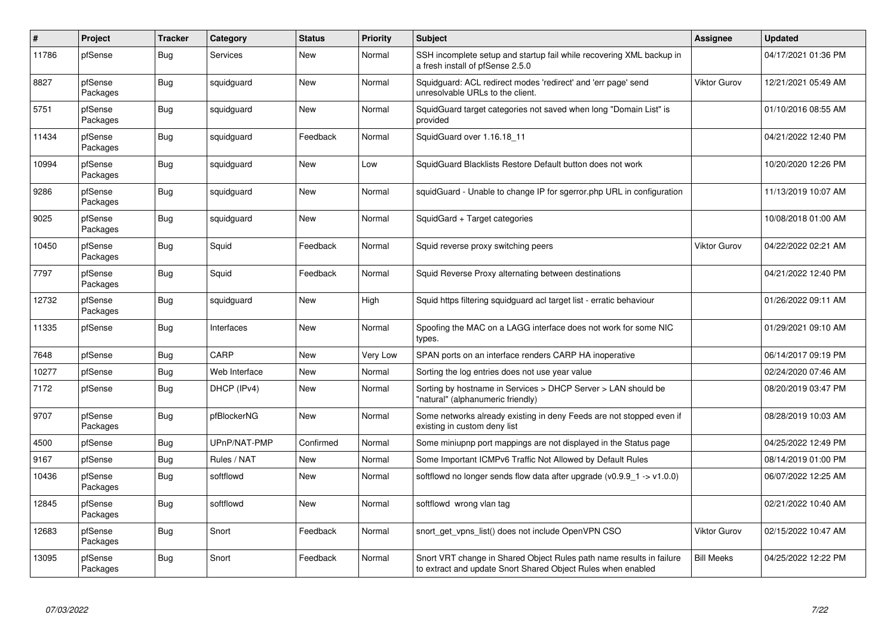| # | Project | Tracker | Category | Status | Priority | Subject | Assignee | Updated |
|---|---|---|---|---|---|---|---|---|
| 11786 | pfSense | Bug | Services | New | Normal | SSH incomplete setup and startup fail while recovering XML backup in a fresh install of pfSense 2.5.0 | | 04/17/2021 01:36 PM |
| 8827 | pfSense Packages | Bug | squidguard | New | Normal | Squidguard: ACL redirect modes 'redirect' and 'err page' send unresolvable URLs to the client. | Viktor Gurov | 12/21/2021 05:49 AM |
| 5751 | pfSense Packages | Bug | squidguard | New | Normal | SquidGuard target categories not saved when long "Domain List" is provided | | 01/10/2016 08:55 AM |
| 11434 | pfSense Packages | Bug | squidguard | Feedback | Normal | SquidGuard over 1.16.18_11 | | 04/21/2022 12:40 PM |
| 10994 | pfSense Packages | Bug | squidguard | New | Low | SquidGuard Blacklists Restore Default button does not work | | 10/20/2020 12:26 PM |
| 9286 | pfSense Packages | Bug | squidguard | New | Normal | squidGuard - Unable to change IP for sgerror.php URL in configuration | | 11/13/2019 10:07 AM |
| 9025 | pfSense Packages | Bug | squidguard | New | Normal | SquidGard + Target categories | | 10/08/2018 01:00 AM |
| 10450 | pfSense Packages | Bug | Squid | Feedback | Normal | Squid reverse proxy switching peers | Viktor Gurov | 04/22/2022 02:21 AM |
| 7797 | pfSense Packages | Bug | Squid | Feedback | Normal | Squid Reverse Proxy alternating between destinations | | 04/21/2022 12:40 PM |
| 12732 | pfSense Packages | Bug | squidguard | New | High | Squid https filtering squidguard acl target list - erratic behaviour | | 01/26/2022 09:11 AM |
| 11335 | pfSense | Bug | Interfaces | New | Normal | Spoofing the MAC on a LAGG interface does not work for some NIC types. | | 01/29/2021 09:10 AM |
| 7648 | pfSense | Bug | CARP | New | Very Low | SPAN ports on an interface renders CARP HA inoperative | | 06/14/2017 09:19 PM |
| 10277 | pfSense | Bug | Web Interface | New | Normal | Sorting the log entries does not use year value | | 02/24/2020 07:46 AM |
| 7172 | pfSense | Bug | DHCP (IPv4) | New | Normal | Sorting by hostname in Services > DHCP Server > LAN should be "natural" (alphanumeric friendly) | | 08/20/2019 03:47 PM |
| 9707 | pfSense Packages | Bug | pfBlockerNG | New | Normal | Some networks already existing in deny Feeds are not stopped even if existing in custom deny list | | 08/28/2019 10:03 AM |
| 4500 | pfSense | Bug | UPnP/NAT-PMP | Confirmed | Normal | Some miniupnp port mappings are not displayed in the Status page | | 04/25/2022 12:49 PM |
| 9167 | pfSense | Bug | Rules / NAT | New | Normal | Some Important ICMPv6 Traffic Not Allowed by Default Rules | | 08/14/2019 01:00 PM |
| 10436 | pfSense Packages | Bug | softflowd | New | Normal | softflowd no longer sends flow data after upgrade (v0.9.9_1 -> v1.0.0) | | 06/07/2022 12:25 AM |
| 12845 | pfSense Packages | Bug | softflowd | New | Normal | softflowd wrong vlan tag | | 02/21/2022 10:40 AM |
| 12683 | pfSense Packages | Bug | Snort | Feedback | Normal | snort_get_vpns_list() does not include OpenVPN CSO | Viktor Gurov | 02/15/2022 10:47 AM |
| 13095 | pfSense Packages | Bug | Snort | Feedback | Normal | Snort VRT change in Shared Object Rules path name results in failure to extract and update Snort Shared Object Rules when enabled | Bill Meeks | 04/25/2022 12:22 PM |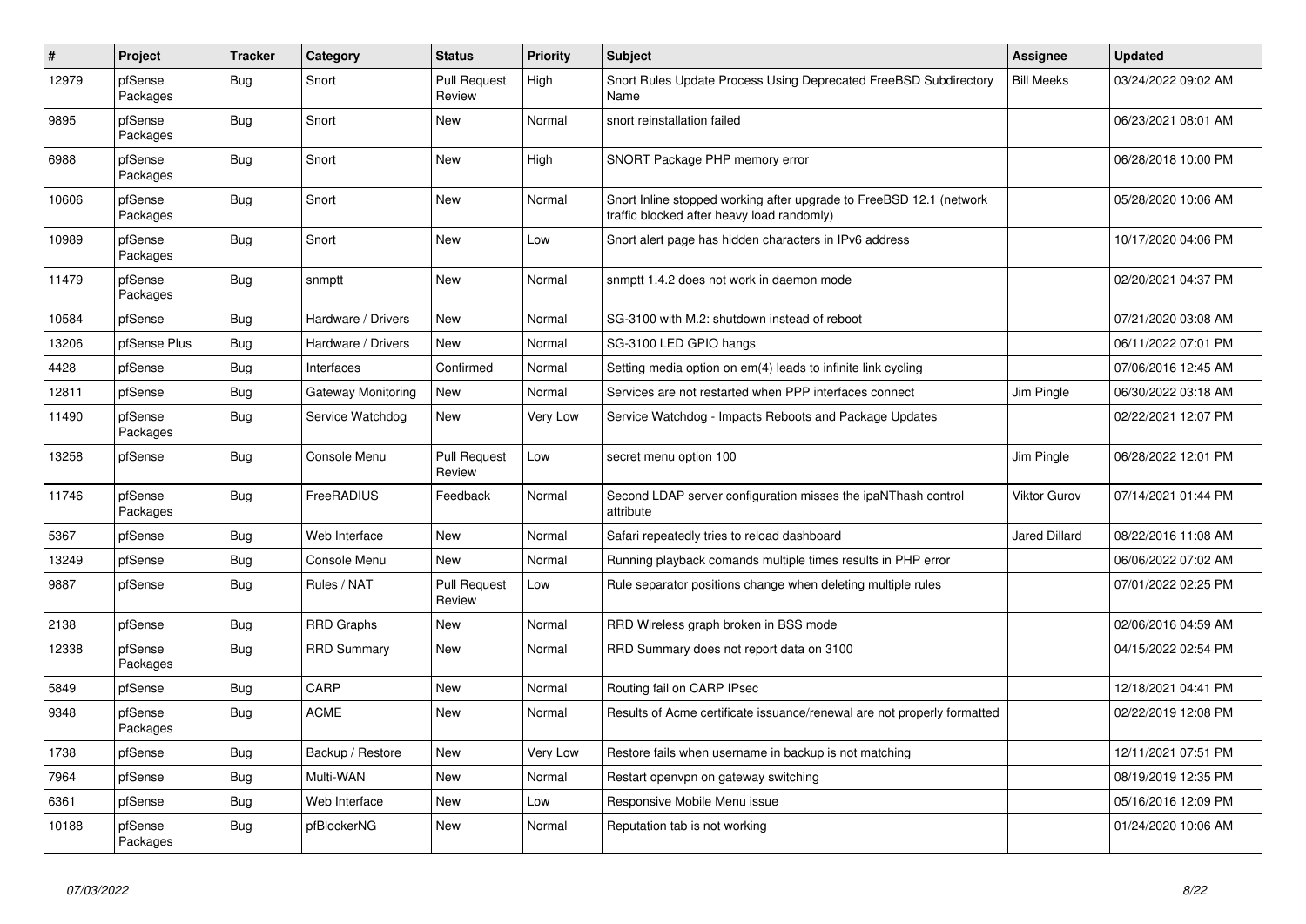| # | Project | Tracker | Category | Status | Priority | Subject | Assignee | Updated |
|---|---|---|---|---|---|---|---|---|
| 12979 | pfSense Packages | Bug | Snort | Pull Request Review | High | Snort Rules Update Process Using Deprecated FreeBSD Subdirectory Name | Bill Meeks | 03/24/2022 09:02 AM |
| 9895 | pfSense Packages | Bug | Snort | New | Normal | snort reinstallation failed | | 06/23/2021 08:01 AM |
| 6988 | pfSense Packages | Bug | Snort | New | High | SNORT Package PHP memory error | | 06/28/2018 10:00 PM |
| 10606 | pfSense Packages | Bug | Snort | New | Normal | Snort Inline stopped working after upgrade to FreeBSD 12.1 (network traffic blocked after heavy load randomly) | | 05/28/2020 10:06 AM |
| 10989 | pfSense Packages | Bug | Snort | New | Low | Snort alert page has hidden characters in IPv6 address | | 10/17/2020 04:06 PM |
| 11479 | pfSense Packages | Bug | snmptt | New | Normal | snmptt 1.4.2 does not work in daemon mode | | 02/20/2021 04:37 PM |
| 10584 | pfSense | Bug | Hardware / Drivers | New | Normal | SG-3100 with M.2: shutdown instead of reboot | | 07/21/2020 03:08 AM |
| 13206 | pfSense Plus | Bug | Hardware / Drivers | New | Normal | SG-3100 LED GPIO hangs | | 06/11/2022 07:01 PM |
| 4428 | pfSense | Bug | Interfaces | Confirmed | Normal | Setting media option on em(4) leads to infinite link cycling | | 07/06/2016 12:45 AM |
| 12811 | pfSense | Bug | Gateway Monitoring | New | Normal | Services are not restarted when PPP interfaces connect | Jim Pingle | 06/30/2022 03:18 AM |
| 11490 | pfSense Packages | Bug | Service Watchdog | New | Very Low | Service Watchdog - Impacts Reboots and Package Updates | | 02/22/2021 12:07 PM |
| 13258 | pfSense | Bug | Console Menu | Pull Request Review | Low | secret menu option 100 | Jim Pingle | 06/28/2022 12:01 PM |
| 11746 | pfSense Packages | Bug | FreeRADIUS | Feedback | Normal | Second LDAP server configuration misses the ipaNThash control attribute | Viktor Gurov | 07/14/2021 01:44 PM |
| 5367 | pfSense | Bug | Web Interface | New | Normal | Safari repeatedly tries to reload dashboard | Jared Dillard | 08/22/2016 11:08 AM |
| 13249 | pfSense | Bug | Console Menu | New | Normal | Running playback comands multiple times results in PHP error | | 06/06/2022 07:02 AM |
| 9887 | pfSense | Bug | Rules / NAT | Pull Request Review | Low | Rule separator positions change when deleting multiple rules | | 07/01/2022 02:25 PM |
| 2138 | pfSense | Bug | RRD Graphs | New | Normal | RRD Wireless graph broken in BSS mode | | 02/06/2016 04:59 AM |
| 12338 | pfSense Packages | Bug | RRD Summary | New | Normal | RRD Summary does not report data on 3100 | | 04/15/2022 02:54 PM |
| 5849 | pfSense | Bug | CARP | New | Normal | Routing fail on CARP IPsec | | 12/18/2021 04:41 PM |
| 9348 | pfSense Packages | Bug | ACME | New | Normal | Results of Acme certificate issuance/renewal are not properly formatted | | 02/22/2019 12:08 PM |
| 1738 | pfSense | Bug | Backup / Restore | New | Very Low | Restore fails when username in backup is not matching | | 12/11/2021 07:51 PM |
| 7964 | pfSense | Bug | Multi-WAN | New | Normal | Restart openvpn on gateway switching | | 08/19/2019 12:35 PM |
| 6361 | pfSense | Bug | Web Interface | New | Low | Responsive Mobile Menu issue | | 05/16/2016 12:09 PM |
| 10188 | pfSense Packages | Bug | pfBlockerNG | New | Normal | Reputation tab is not working | | 01/24/2020 10:06 AM |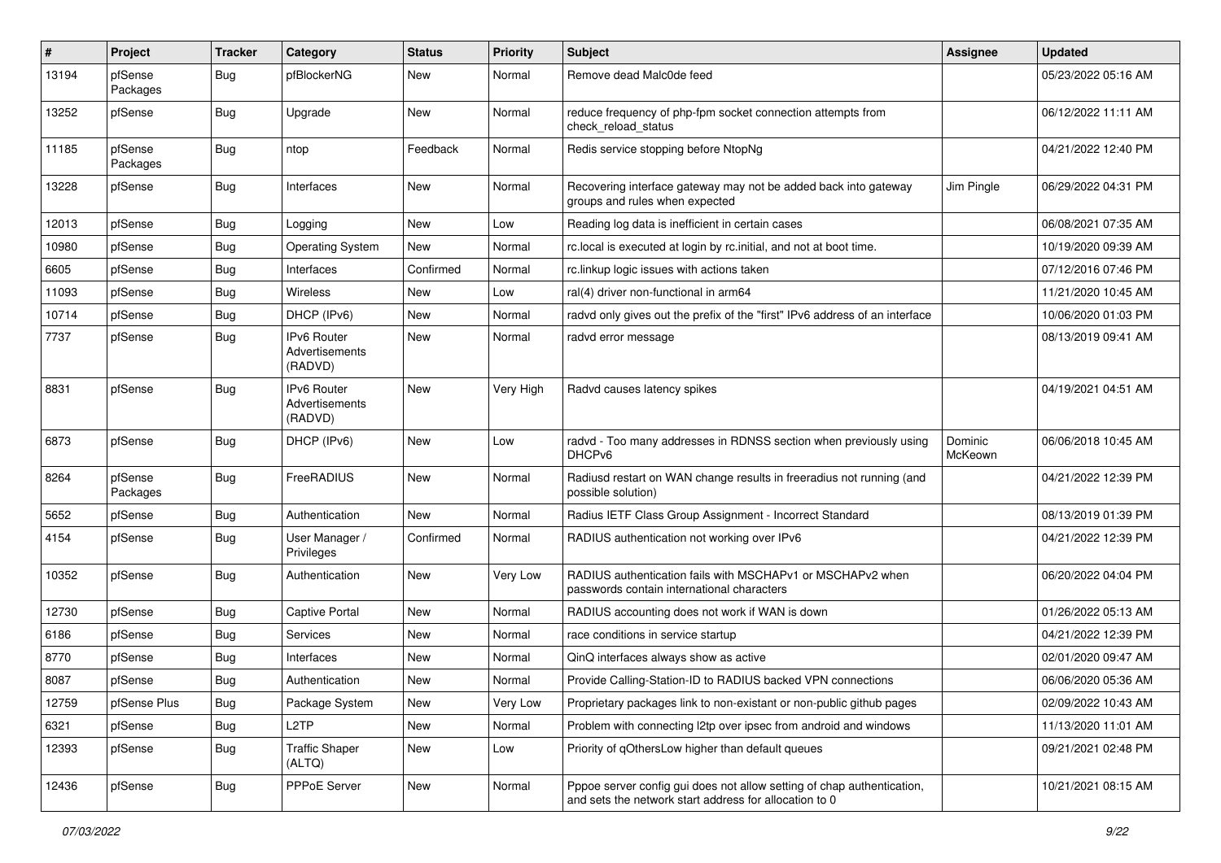| # | Project | Tracker | Category | Status | Priority | Subject | Assignee | Updated |
|---|---|---|---|---|---|---|---|---|
| 13194 | pfSense Packages | Bug | pfBlockerNG | New | Normal | Remove dead Malc0de feed | | 05/23/2022 05:16 AM |
| 13252 | pfSense | Bug | Upgrade | New | Normal | reduce frequency of php-fpm socket connection attempts from check_reload_status | | 06/12/2022 11:11 AM |
| 11185 | pfSense Packages | Bug | ntop | Feedback | Normal | Redis service stopping before NtopNg | | 04/21/2022 12:40 PM |
| 13228 | pfSense | Bug | Interfaces | New | Normal | Recovering interface gateway may not be added back into gateway groups and rules when expected | Jim Pingle | 06/29/2022 04:31 PM |
| 12013 | pfSense | Bug | Logging | New | Low | Reading log data is inefficient in certain cases | | 06/08/2021 07:35 AM |
| 10980 | pfSense | Bug | Operating System | New | Normal | rc.local is executed at login by rc.initial, and not at boot time. | | 10/19/2020 09:39 AM |
| 6605 | pfSense | Bug | Interfaces | Confirmed | Normal | rc.linkup logic issues with actions taken | | 07/12/2016 07:46 PM |
| 11093 | pfSense | Bug | Wireless | New | Low | ral(4) driver non-functional in arm64 | | 11/21/2020 10:45 AM |
| 10714 | pfSense | Bug | DHCP (IPv6) | New | Normal | radvd only gives out the prefix of the "first" IPv6 address of an interface | | 10/06/2020 01:03 PM |
| 7737 | pfSense | Bug | IPv6 Router Advertisements (RADVD) | New | Normal | radvd error message | | 08/13/2019 09:41 AM |
| 8831 | pfSense | Bug | IPv6 Router Advertisements (RADVD) | New | Very High | Radvd causes latency spikes | | 04/19/2021 04:51 AM |
| 6873 | pfSense | Bug | DHCP (IPv6) | New | Low | radvd - Too many addresses in RDNSS section when previously using DHCPv6 | Dominic McKeown | 06/06/2018 10:45 AM |
| 8264 | pfSense Packages | Bug | FreeRADIUS | New | Normal | Radiusd restart on WAN change results in freeradius not running (and possible solution) | | 04/21/2022 12:39 PM |
| 5652 | pfSense | Bug | Authentication | New | Normal | Radius IETF Class Group Assignment - Incorrect Standard | | 08/13/2019 01:39 PM |
| 4154 | pfSense | Bug | User Manager / Privileges | Confirmed | Normal | RADIUS authentication not working over IPv6 | | 04/21/2022 12:39 PM |
| 10352 | pfSense | Bug | Authentication | New | Very Low | RADIUS authentication fails with MSCHAPv1 or MSCHAPv2 when passwords contain international characters | | 06/20/2022 04:04 PM |
| 12730 | pfSense | Bug | Captive Portal | New | Normal | RADIUS accounting does not work if WAN is down | | 01/26/2022 05:13 AM |
| 6186 | pfSense | Bug | Services | New | Normal | race conditions in service startup | | 04/21/2022 12:39 PM |
| 8770 | pfSense | Bug | Interfaces | New | Normal | QinQ interfaces always show as active | | 02/01/2020 09:47 AM |
| 8087 | pfSense | Bug | Authentication | New | Normal | Provide Calling-Station-ID to RADIUS backed VPN connections | | 06/06/2020 05:36 AM |
| 12759 | pfSense Plus | Bug | Package System | New | Very Low | Proprietary packages link to non-existant or non-public github pages | | 02/09/2022 10:43 AM |
| 6321 | pfSense | Bug | L2TP | New | Normal | Problem with connecting l2tp over ipsec from android and windows | | 11/13/2020 11:01 AM |
| 12393 | pfSense | Bug | Traffic Shaper (ALTQ) | New | Low | Priority of qOthersLow higher than default queues | | 09/21/2021 02:48 PM |
| 12436 | pfSense | Bug | PPPoE Server | New | Normal | Pppoe server config gui does not allow setting of chap authentication, and sets the network start address for allocation to 0 | | 10/21/2021 08:15 AM |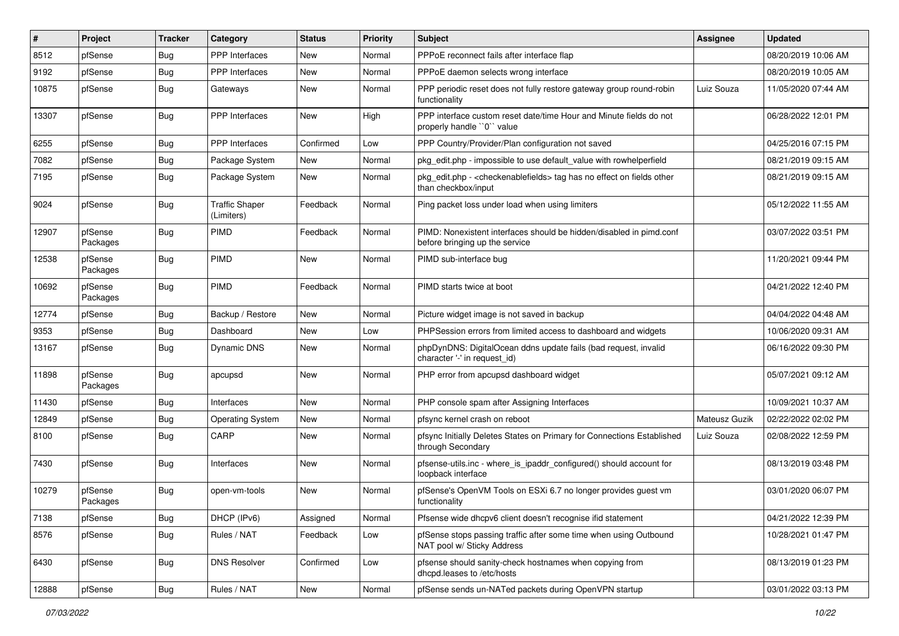| # | Project | Tracker | Category | Status | Priority | Subject | Assignee | Updated |
|---|---|---|---|---|---|---|---|---|
| 8512 | pfSense | Bug | PPP Interfaces | New | Normal | PPPoE reconnect fails after interface flap | | 08/20/2019 10:06 AM |
| 9192 | pfSense | Bug | PPP Interfaces | New | Normal | PPPoE daemon selects wrong interface | | 08/20/2019 10:05 AM |
| 10875 | pfSense | Bug | Gateways | New | Normal | PPP periodic reset does not fully restore gateway group round-robin functionality | Luiz Souza | 11/05/2020 07:44 AM |
| 13307 | pfSense | Bug | PPP Interfaces | New | High | PPP interface custom reset date/time Hour and Minute fields do not properly handle ``0`` value | | 06/28/2022 12:01 PM |
| 6255 | pfSense | Bug | PPP Interfaces | Confirmed | Low | PPP Country/Provider/Plan configuration not saved | | 04/25/2016 07:15 PM |
| 7082 | pfSense | Bug | Package System | New | Normal | pkg_edit.php - impossible to use default_value with rowhelperfield | | 08/21/2019 09:15 AM |
| 7195 | pfSense | Bug | Package System | New | Normal | pkg_edit.php - <checkenablefields> tag has no effect on fields other than checkbox/input | | 08/21/2019 09:15 AM |
| 9024 | pfSense | Bug | Traffic Shaper (Limiters) | Feedback | Normal | Ping packet loss under load when using limiters | | 05/12/2022 11:55 AM |
| 12907 | pfSense Packages | Bug | PIMD | Feedback | Normal | PIMD: Nonexistent interfaces should be hidden/disabled in pimd.conf before bringing up the service | | 03/07/2022 03:51 PM |
| 12538 | pfSense Packages | Bug | PIMD | New | Normal | PIMD sub-interface bug | | 11/20/2021 09:44 PM |
| 10692 | pfSense Packages | Bug | PIMD | Feedback | Normal | PIMD starts twice at boot | | 04/21/2022 12:40 PM |
| 12774 | pfSense | Bug | Backup / Restore | New | Normal | Picture widget image is not saved in backup | | 04/04/2022 04:48 AM |
| 9353 | pfSense | Bug | Dashboard | New | Low | PHPSession errors from limited access to dashboard and widgets | | 10/06/2020 09:31 AM |
| 13167 | pfSense | Bug | Dynamic DNS | New | Normal | phpDynDNS: DigitalOcean ddns update fails (bad request, invalid character '-' in request_id) | | 06/16/2022 09:30 PM |
| 11898 | pfSense Packages | Bug | apcupsd | New | Normal | PHP error from apcupsd dashboard widget | | 05/07/2021 09:12 AM |
| 11430 | pfSense | Bug | Interfaces | New | Normal | PHP console spam after Assigning Interfaces | | 10/09/2021 10:37 AM |
| 12849 | pfSense | Bug | Operating System | New | Normal | pfsync kernel crash on reboot | Mateusz Guzik | 02/22/2022 02:02 PM |
| 8100 | pfSense | Bug | CARP | New | Normal | pfsync Initially Deletes States on Primary for Connections Established through Secondary | Luiz Souza | 02/08/2022 12:59 PM |
| 7430 | pfSense | Bug | Interfaces | New | Normal | pfsense-utils.inc - where_is_ipaddr_configured() should account for loopback interface | | 08/13/2019 03:48 PM |
| 10279 | pfSense Packages | Bug | open-vm-tools | New | Normal | pfSense's OpenVM Tools on ESXi 6.7 no longer provides guest vm functionality | | 03/01/2020 06:07 PM |
| 7138 | pfSense | Bug | DHCP (IPv6) | Assigned | Normal | Pfsense wide dhcpv6 client doesn't recognise ifid statement | | 04/21/2022 12:39 PM |
| 8576 | pfSense | Bug | Rules / NAT | Feedback | Low | pfSense stops passing traffic after some time when using Outbound NAT pool w/ Sticky Address | | 10/28/2021 01:47 PM |
| 6430 | pfSense | Bug | DNS Resolver | Confirmed | Low | pfsense should sanity-check hostnames when copying from dhcpd.leases to /etc/hosts | | 08/13/2019 01:23 PM |
| 12888 | pfSense | Bug | Rules / NAT | New | Normal | pfSense sends un-NATed packets during OpenVPN startup | | 03/01/2022 03:13 PM |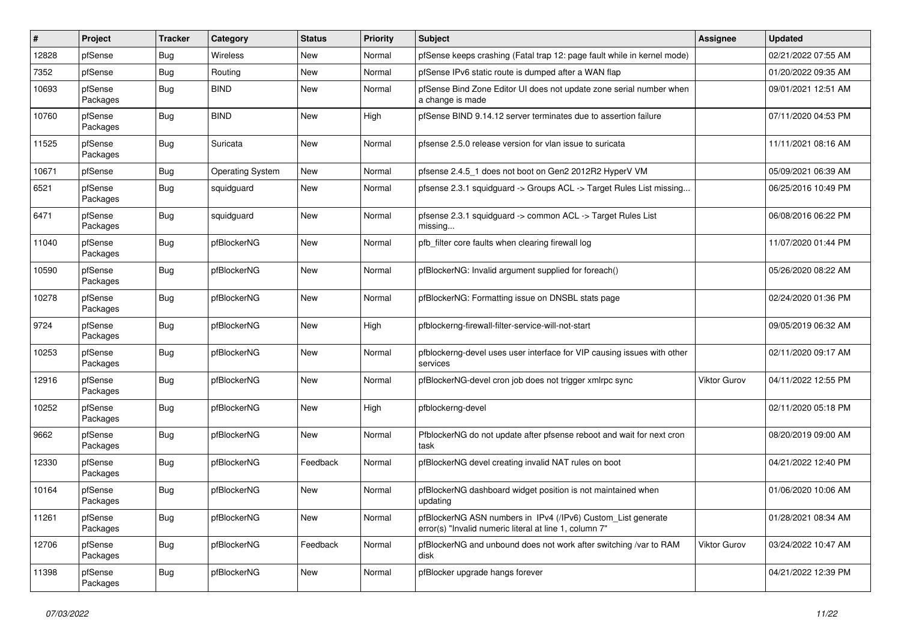| # | Project | Tracker | Category | Status | Priority | Subject | Assignee | Updated |
|---|---|---|---|---|---|---|---|---|
| 12828 | pfSense | Bug | Wireless | New | Normal | pfSense keeps crashing (Fatal trap 12: page fault while in kernel mode) | | 02/21/2022 07:55 AM |
| 7352 | pfSense | Bug | Routing | New | Normal | pfSense IPv6 static route is dumped after a WAN flap | | 01/20/2022 09:35 AM |
| 10693 | pfSense Packages | Bug | BIND | New | Normal | pfSense Bind Zone Editor UI does not update zone serial number when a change is made | | 09/01/2021 12:51 AM |
| 10760 | pfSense Packages | Bug | BIND | New | High | pfSense BIND 9.14.12 server terminates due to assertion failure | | 07/11/2020 04:53 PM |
| 11525 | pfSense Packages | Bug | Suricata | New | Normal | pfsense 2.5.0 release version for vlan issue to suricata | | 11/11/2021 08:16 AM |
| 10671 | pfSense | Bug | Operating System | New | Normal | pfsense 2.4.5_1 does not boot on Gen2 2012R2 HyperV VM | | 05/09/2021 06:39 AM |
| 6521 | pfSense Packages | Bug | squidguard | New | Normal | pfsense 2.3.1 squidguard -> Groups ACL -> Target Rules List missing... | | 06/25/2016 10:49 PM |
| 6471 | pfSense Packages | Bug | squidguard | New | Normal | pfsense 2.3.1 squidguard -> common ACL -> Target Rules List missing... | | 06/08/2016 06:22 PM |
| 11040 | pfSense Packages | Bug | pfBlockerNG | New | Normal | pfb_filter core faults when clearing firewall log | | 11/07/2020 01:44 PM |
| 10590 | pfSense Packages | Bug | pfBlockerNG | New | Normal | pfBlockerNG: Invalid argument supplied for foreach() | | 05/26/2020 08:22 AM |
| 10278 | pfSense Packages | Bug | pfBlockerNG | New | Normal | pfBlockerNG: Formatting issue on DNSBL stats page | | 02/24/2020 01:36 PM |
| 9724 | pfSense Packages | Bug | pfBlockerNG | New | High | pfblockerng-firewall-filter-service-will-not-start | | 09/05/2019 06:32 AM |
| 10253 | pfSense Packages | Bug | pfBlockerNG | New | Normal | pfblockerng-devel uses user interface for VIP causing issues with other services | | 02/11/2020 09:17 AM |
| 12916 | pfSense Packages | Bug | pfBlockerNG | New | Normal | pfBlockerNG-devel cron job does not trigger xmlrpc sync | Viktor Gurov | 04/11/2022 12:55 PM |
| 10252 | pfSense Packages | Bug | pfBlockerNG | New | High | pfblockerng-devel | | 02/11/2020 05:18 PM |
| 9662 | pfSense Packages | Bug | pfBlockerNG | New | Normal | PfblockerNG do not update after pfsense reboot and wait for next cron task | | 08/20/2019 09:00 AM |
| 12330 | pfSense Packages | Bug | pfBlockerNG | Feedback | Normal | pfBlockerNG devel creating invalid NAT rules on boot | | 04/21/2022 12:40 PM |
| 10164 | pfSense Packages | Bug | pfBlockerNG | New | Normal | pfBlockerNG dashboard widget position is not maintained when updating | | 01/06/2020 10:06 AM |
| 11261 | pfSense Packages | Bug | pfBlockerNG | New | Normal | pfBlockerNG ASN numbers in IPv4 (/IPv6) Custom_List generate error(s) "Invalid numeric literal at line 1, column 7" | | 01/28/2021 08:34 AM |
| 12706 | pfSense Packages | Bug | pfBlockerNG | Feedback | Normal | pfBlockerNG and unbound does not work after switching /var to RAM disk | Viktor Gurov | 03/24/2022 10:47 AM |
| 11398 | pfSense Packages | Bug | pfBlockerNG | New | Normal | pfBlocker upgrade hangs forever | | 04/21/2022 12:39 PM |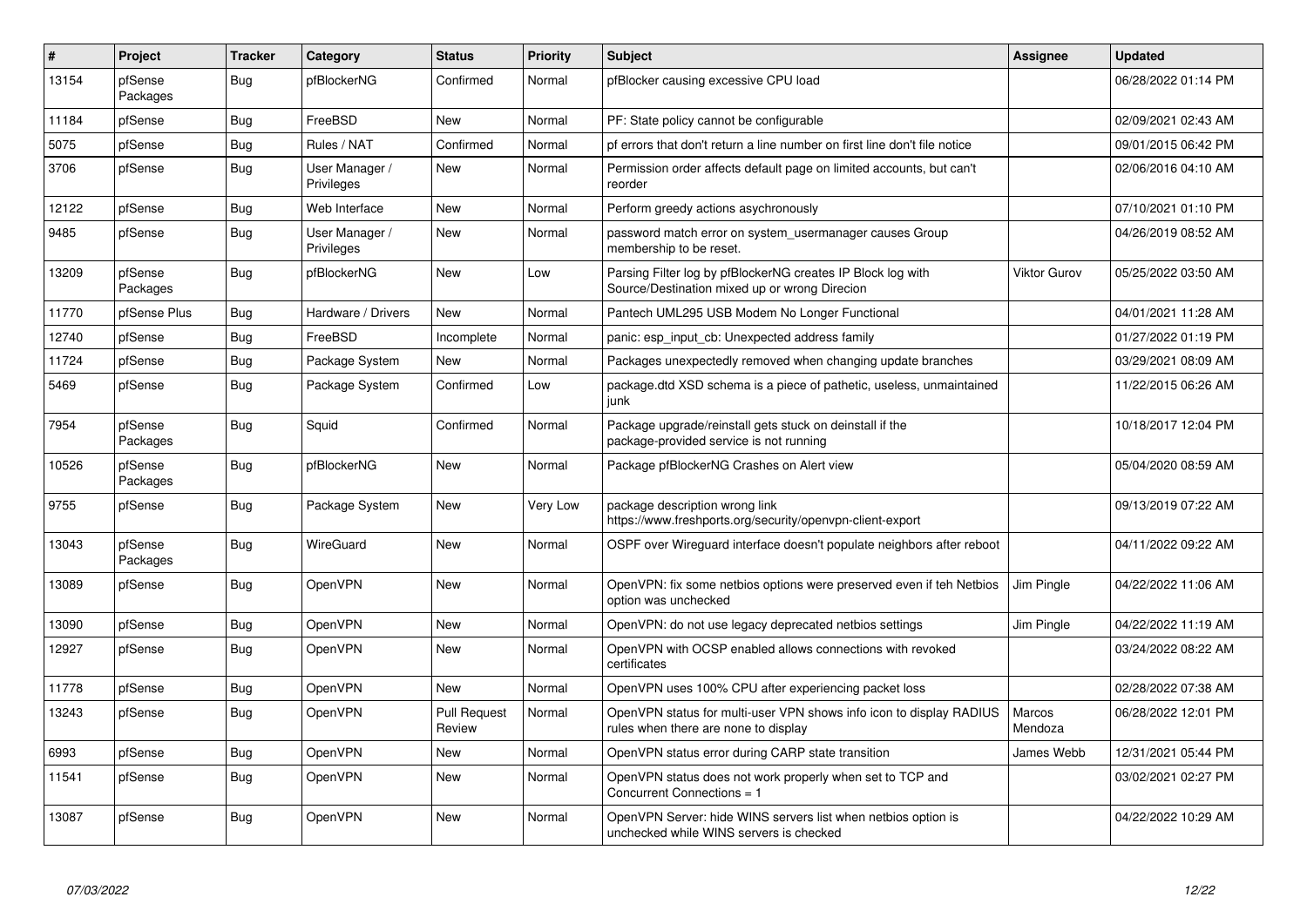| # | Project | Tracker | Category | Status | Priority | Subject | Assignee | Updated |
|---|---|---|---|---|---|---|---|---|
| 13154 | pfSense Packages | Bug | pfBlockerNG | Confirmed | Normal | pfBlocker causing excessive CPU load | | 06/28/2022 01:14 PM |
| 11184 | pfSense | Bug | FreeBSD | New | Normal | PF: State policy cannot be configurable | | 02/09/2021 02:43 AM |
| 5075 | pfSense | Bug | Rules / NAT | Confirmed | Normal | pf errors that don't return a line number on first line don't file notice | | 09/01/2015 06:42 PM |
| 3706 | pfSense | Bug | User Manager / Privileges | New | Normal | Permission order affects default page on limited accounts, but can't reorder | | 02/06/2016 04:10 AM |
| 12122 | pfSense | Bug | Web Interface | New | Normal | Perform greedy actions asychronously | | 07/10/2021 01:10 PM |
| 9485 | pfSense | Bug | User Manager / Privileges | New | Normal | password match error on system_usermanager causes Group membership to be reset. | | 04/26/2019 08:52 AM |
| 13209 | pfSense Packages | Bug | pfBlockerNG | New | Low | Parsing Filter log by pfBlockerNG creates IP Block log with Source/Destination mixed up or wrong Direcion | Viktor Gurov | 05/25/2022 03:50 AM |
| 11770 | pfSense Plus | Bug | Hardware / Drivers | New | Normal | Pantech UML295 USB Modem No Longer Functional | | 04/01/2021 11:28 AM |
| 12740 | pfSense | Bug | FreeBSD | Incomplete | Normal | panic: esp_input_cb: Unexpected address family | | 01/27/2022 01:19 PM |
| 11724 | pfSense | Bug | Package System | New | Normal | Packages unexpectedly removed when changing update branches | | 03/29/2021 08:09 AM |
| 5469 | pfSense | Bug | Package System | Confirmed | Low | package.dtd XSD schema is a piece of pathetic, useless, unmaintained junk | | 11/22/2015 06:26 AM |
| 7954 | pfSense Packages | Bug | Squid | Confirmed | Normal | Package upgrade/reinstall gets stuck on deinstall if the package-provided service is not running | | 10/18/2017 12:04 PM |
| 10526 | pfSense Packages | Bug | pfBlockerNG | New | Normal | Package pfBlockerNG Crashes on Alert view | | 05/04/2020 08:59 AM |
| 9755 | pfSense | Bug | Package System | New | Very Low | package description wrong link https://www.freshports.org/security/openvpn-client-export | | 09/13/2019 07:22 AM |
| 13043 | pfSense Packages | Bug | WireGuard | New | Normal | OSPF over Wireguard interface doesn't populate neighbors after reboot | | 04/11/2022 09:22 AM |
| 13089 | pfSense | Bug | OpenVPN | New | Normal | OpenVPN: fix some netbios options were preserved even if teh Netbios option was unchecked | Jim Pingle | 04/22/2022 11:06 AM |
| 13090 | pfSense | Bug | OpenVPN | New | Normal | OpenVPN: do not use legacy deprecated netbios settings | Jim Pingle | 04/22/2022 11:19 AM |
| 12927 | pfSense | Bug | OpenVPN | New | Normal | OpenVPN with OCSP enabled allows connections with revoked certificates | | 03/24/2022 08:22 AM |
| 11778 | pfSense | Bug | OpenVPN | New | Normal | OpenVPN uses 100% CPU after experiencing packet loss | | 02/28/2022 07:38 AM |
| 13243 | pfSense | Bug | OpenVPN | Pull Request Review | Normal | OpenVPN status for multi-user VPN shows info icon to display RADIUS rules when there are none to display | Marcos Mendoza | 06/28/2022 12:01 PM |
| 6993 | pfSense | Bug | OpenVPN | New | Normal | OpenVPN status error during CARP state transition | James Webb | 12/31/2021 05:44 PM |
| 11541 | pfSense | Bug | OpenVPN | New | Normal | OpenVPN status does not work properly when set to TCP and Concurrent Connections = 1 | | 03/02/2021 02:27 PM |
| 13087 | pfSense | Bug | OpenVPN | New | Normal | OpenVPN Server: hide WINS servers list when netbios option is unchecked while WINS servers is checked | | 04/22/2022 10:29 AM |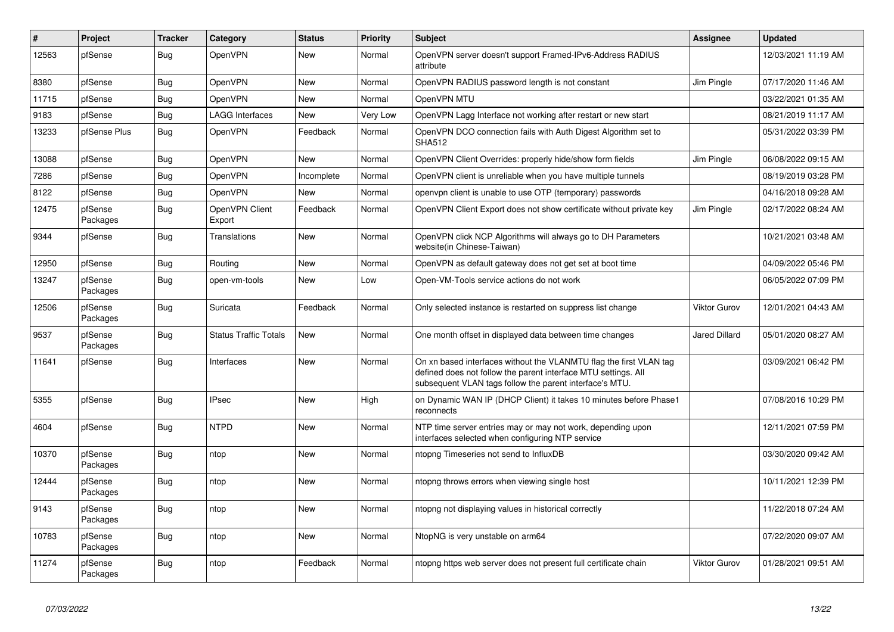| # | Project | Tracker | Category | Status | Priority | Subject | Assignee | Updated |
|---|---|---|---|---|---|---|---|---|
| 12563 | pfSense | Bug | OpenVPN | New | Normal | OpenVPN server doesn't support Framed-IPv6-Address RADIUS attribute | | 12/03/2021 11:19 AM |
| 8380 | pfSense | Bug | OpenVPN | New | Normal | OpenVPN RADIUS password length is not constant | Jim Pingle | 07/17/2020 11:46 AM |
| 11715 | pfSense | Bug | OpenVPN | New | Normal | OpenVPN MTU | | 03/22/2021 01:35 AM |
| 9183 | pfSense | Bug | LAGG Interfaces | New | Very Low | OpenVPN Lagg Interface not working after restart or new start | | 08/21/2019 11:17 AM |
| 13233 | pfSense Plus | Bug | OpenVPN | Feedback | Normal | OpenVPN DCO connection fails with Auth Digest Algorithm set to SHA512 | | 05/31/2022 03:39 PM |
| 13088 | pfSense | Bug | OpenVPN | New | Normal | OpenVPN Client Overrides: properly hide/show form fields | Jim Pingle | 06/08/2022 09:15 AM |
| 7286 | pfSense | Bug | OpenVPN | Incomplete | Normal | OpenVPN client is unreliable when you have multiple tunnels | | 08/19/2019 03:28 PM |
| 8122 | pfSense | Bug | OpenVPN | New | Normal | openvpn client is unable to use OTP (temporary) passwords | | 04/16/2018 09:28 AM |
| 12475 | pfSense Packages | Bug | OpenVPN Client Export | Feedback | Normal | OpenVPN Client Export does not show certificate without private key | Jim Pingle | 02/17/2022 08:24 AM |
| 9344 | pfSense | Bug | Translations | New | Normal | OpenVPN click NCP Algorithms will always go to DH Parameters website(in Chinese-Taiwan) | | 10/21/2021 03:48 AM |
| 12950 | pfSense | Bug | Routing | New | Normal | OpenVPN as default gateway does not get set at boot time | | 04/09/2022 05:46 PM |
| 13247 | pfSense Packages | Bug | open-vm-tools | New | Low | Open-VM-Tools service actions do not work | | 06/05/2022 07:09 PM |
| 12506 | pfSense Packages | Bug | Suricata | Feedback | Normal | Only selected instance is restarted on suppress list change | Viktor Gurov | 12/01/2021 04:43 AM |
| 9537 | pfSense Packages | Bug | Status Traffic Totals | New | Normal | One month offset in displayed data between time changes | Jared Dillard | 05/01/2020 08:27 AM |
| 11641 | pfSense | Bug | Interfaces | New | Normal | On xn based interfaces without the VLANMTU flag the first VLAN tag defined does not follow the parent interface MTU settings. All subsequent VLAN tags follow the parent interface's MTU. | | 03/09/2021 06:42 PM |
| 5355 | pfSense | Bug | IPsec | New | High | on Dynamic WAN IP (DHCP Client) it takes 10 minutes before Phase1 reconnects | | 07/08/2016 10:29 PM |
| 4604 | pfSense | Bug | NTPD | New | Normal | NTP time server entries may or may not work, depending upon interfaces selected when configuring NTP service | | 12/11/2021 07:59 PM |
| 10370 | pfSense Packages | Bug | ntop | New | Normal | ntopng Timeseries not send to InfluxDB | | 03/30/2020 09:42 AM |
| 12444 | pfSense Packages | Bug | ntop | New | Normal | ntopng throws errors when viewing single host | | 10/11/2021 12:39 PM |
| 9143 | pfSense Packages | Bug | ntop | New | Normal | ntopng not displaying values in historical correctly | | 11/22/2018 07:24 AM |
| 10783 | pfSense Packages | Bug | ntop | New | Normal | NtopNG is very unstable on arm64 | | 07/22/2020 09:07 AM |
| 11274 | pfSense Packages | Bug | ntop | Feedback | Normal | ntopng https web server does not present full certificate chain | Viktor Gurov | 01/28/2021 09:51 AM |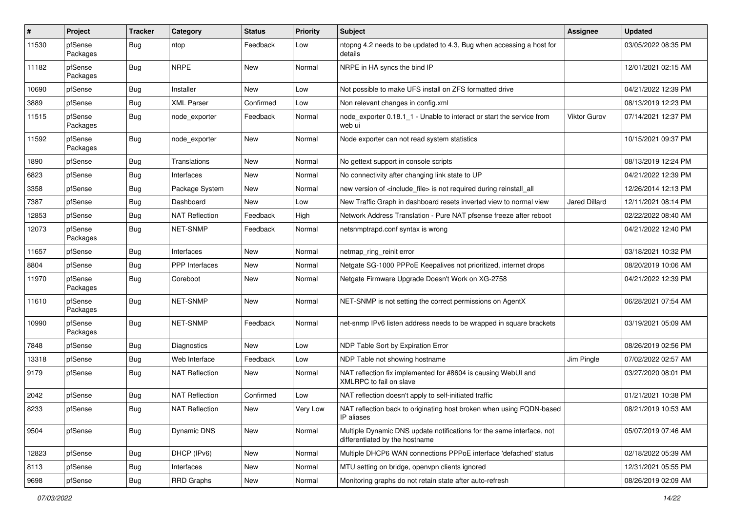| # | Project | Tracker | Category | Status | Priority | Subject | Assignee | Updated |
|---|---|---|---|---|---|---|---|---|
| 11530 | pfSense Packages | Bug | ntop | Feedback | Low | ntopng 4.2 needs to be updated to 4.3, Bug when accessing a host for details | | 03/05/2022 08:35 PM |
| 11182 | pfSense Packages | Bug | NRPE | New | Normal | NRPE in HA syncs the bind IP | | 12/01/2021 02:15 AM |
| 10690 | pfSense | Bug | Installer | New | Low | Not possible to make UFS install on ZFS formatted drive | | 04/21/2022 12:39 PM |
| 3889 | pfSense | Bug | XML Parser | Confirmed | Low | Non relevant changes in config.xml | | 08/13/2019 12:23 PM |
| 11515 | pfSense Packages | Bug | node_exporter | Feedback | Normal | node_exporter 0.18.1_1 - Unable to interact or start the service from web ui | Viktor Gurov | 07/14/2021 12:37 PM |
| 11592 | pfSense Packages | Bug | node_exporter | New | Normal | Node exporter can not read system statistics | | 10/15/2021 09:37 PM |
| 1890 | pfSense | Bug | Translations | New | Normal | No gettext support in console scripts | | 08/13/2019 12:24 PM |
| 6823 | pfSense | Bug | Interfaces | New | Normal | No connectivity after changing link state to UP | | 04/21/2022 12:39 PM |
| 3358 | pfSense | Bug | Package System | New | Normal | new version of <include_file> is not required during reinstall_all | | 12/26/2014 12:13 PM |
| 7387 | pfSense | Bug | Dashboard | New | Low | New Traffic Graph in dashboard resets inverted view to normal view | Jared Dillard | 12/11/2021 08:14 PM |
| 12853 | pfSense | Bug | NAT Reflection | Feedback | High | Network Address Translation - Pure NAT pfsense freeze after reboot | | 02/22/2022 08:40 AM |
| 12073 | pfSense Packages | Bug | NET-SNMP | Feedback | Normal | netsnmptrapd.conf syntax is wrong | | 04/21/2022 12:40 PM |
| 11657 | pfSense | Bug | Interfaces | New | Normal | netmap_ring_reinit error | | 03/18/2021 10:32 PM |
| 8804 | pfSense | Bug | PPP Interfaces | New | Normal | Netgate SG-1000 PPPoE Keepalives not prioritized, internet drops | | 08/20/2019 10:06 AM |
| 11970 | pfSense Packages | Bug | Coreboot | New | Normal | Netgate Firmware Upgrade Doesn't Work on XG-2758 | | 04/21/2022 12:39 PM |
| 11610 | pfSense Packages | Bug | NET-SNMP | New | Normal | NET-SNMP is not setting the correct permissions on AgentX | | 06/28/2021 07:54 AM |
| 10990 | pfSense Packages | Bug | NET-SNMP | Feedback | Normal | net-snmp IPv6 listen address needs to be wrapped in square brackets | | 03/19/2021 05:09 AM |
| 7848 | pfSense | Bug | Diagnostics | New | Low | NDP Table Sort by Expiration Error | | 08/26/2019 02:56 PM |
| 13318 | pfSense | Bug | Web Interface | Feedback | Low | NDP Table not showing hostname | Jim Pingle | 07/02/2022 02:57 AM |
| 9179 | pfSense | Bug | NAT Reflection | New | Normal | NAT reflection fix implemented for #8604 is causing WebUI and XMLRPC to fail on slave | | 03/27/2020 08:01 PM |
| 2042 | pfSense | Bug | NAT Reflection | Confirmed | Low | NAT reflection doesn't apply to self-initiated traffic | | 01/21/2021 10:38 PM |
| 8233 | pfSense | Bug | NAT Reflection | New | Very Low | NAT reflection back to originating host broken when using FQDN-based IP aliases | | 08/21/2019 10:53 AM |
| 9504 | pfSense | Bug | Dynamic DNS | New | Normal | Multiple Dynamic DNS update notifications for the same interface, not differentiated by the hostname | | 05/07/2019 07:46 AM |
| 12823 | pfSense | Bug | DHCP (IPv6) | New | Normal | Multiple DHCP6 WAN connections PPPoE interface 'defached' status | | 02/18/2022 05:39 AM |
| 8113 | pfSense | Bug | Interfaces | New | Normal | MTU setting on bridge, openvpn clients ignored | | 12/31/2021 05:55 PM |
| 9698 | pfSense | Bug | RRD Graphs | New | Normal | Monitoring graphs do not retain state after auto-refresh | | 08/26/2019 02:09 AM |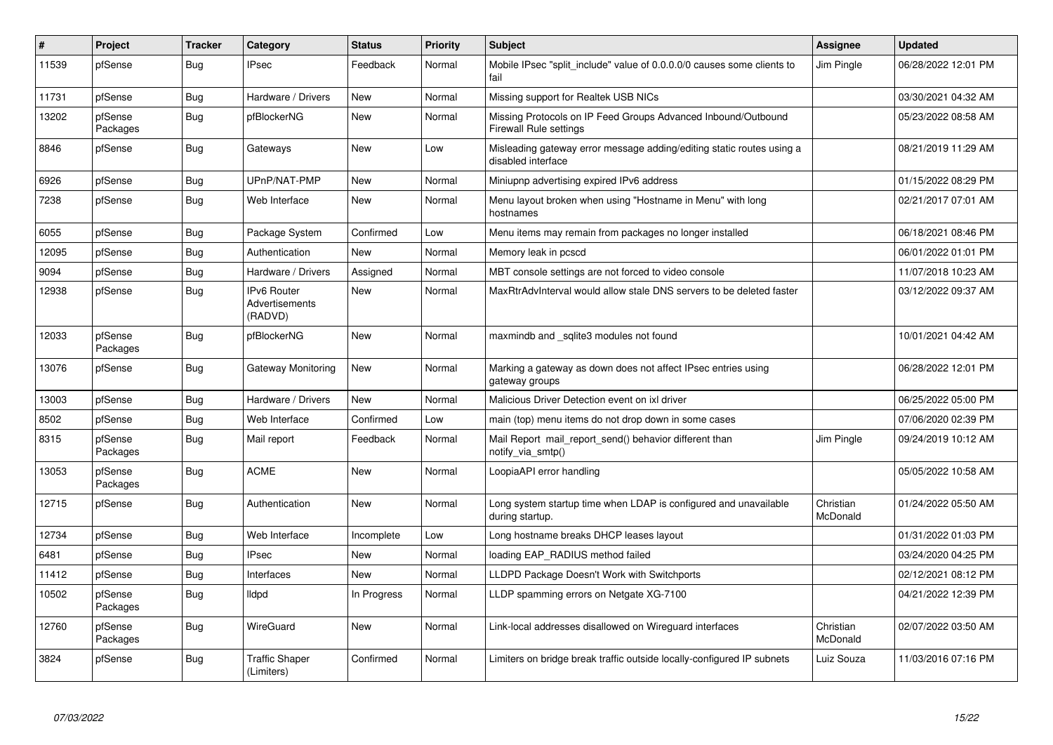| # | Project | Tracker | Category | Status | Priority | Subject | Assignee | Updated |
|---|---|---|---|---|---|---|---|---|
| 11539 | pfSense | Bug | IPsec | Feedback | Normal | Mobile IPsec "split_include" value of 0.0.0.0/0 causes some clients to fail | Jim Pingle | 06/28/2022 12:01 PM |
| 11731 | pfSense | Bug | Hardware / Drivers | New | Normal | Missing support for Realtek USB NICs | | 03/30/2021 04:32 AM |
| 13202 | pfSense Packages | Bug | pfBlockerNG | New | Normal | Missing Protocols on IP Feed Groups Advanced Inbound/Outbound Firewall Rule settings | | 05/23/2022 08:58 AM |
| 8846 | pfSense | Bug | Gateways | New | Low | Misleading gateway error message adding/editing static routes using a disabled interface | | 08/21/2019 11:29 AM |
| 6926 | pfSense | Bug | UPnP/NAT-PMP | New | Normal | Miniupnp advertising expired IPv6 address | | 01/15/2022 08:29 PM |
| 7238 | pfSense | Bug | Web Interface | New | Normal | Menu layout broken when using "Hostname in Menu" with long hostnames | | 02/21/2017 07:01 AM |
| 6055 | pfSense | Bug | Package System | Confirmed | Low | Menu items may remain from packages no longer installed | | 06/18/2021 08:46 PM |
| 12095 | pfSense | Bug | Authentication | New | Normal | Memory leak in pcscd | | 06/01/2022 01:01 PM |
| 9094 | pfSense | Bug | Hardware / Drivers | Assigned | Normal | MBT console settings are not forced to video console | | 11/07/2018 10:23 AM |
| 12938 | pfSense | Bug | IPv6 Router Advertisements (RADVD) | New | Normal | MaxRtrAdvInterval would allow stale DNS servers to be deleted faster | | 03/12/2022 09:37 AM |
| 12033 | pfSense Packages | Bug | pfBlockerNG | New | Normal | maxmindb and _sqlite3 modules not found | | 10/01/2021 04:42 AM |
| 13076 | pfSense | Bug | Gateway Monitoring | New | Normal | Marking a gateway as down does not affect IPsec entries using gateway groups | | 06/28/2022 12:01 PM |
| 13003 | pfSense | Bug | Hardware / Drivers | New | Normal | Malicious Driver Detection event on ixl driver | | 06/25/2022 05:00 PM |
| 8502 | pfSense | Bug | Web Interface | Confirmed | Low | main (top) menu items do not drop down in some cases | | 07/06/2020 02:39 PM |
| 8315 | pfSense Packages | Bug | Mail report | Feedback | Normal | Mail Report mail_report_send() behavior different than notify_via_smtp() | Jim Pingle | 09/24/2019 10:12 AM |
| 13053 | pfSense Packages | Bug | ACME | New | Normal | LoopiaAPI error handling | | 05/05/2022 10:58 AM |
| 12715 | pfSense | Bug | Authentication | New | Normal | Long system startup time when LDAP is configured and unavailable during startup. | Christian McDonald | 01/24/2022 05:50 AM |
| 12734 | pfSense | Bug | Web Interface | Incomplete | Low | Long hostname breaks DHCP leases layout | | 01/31/2022 01:03 PM |
| 6481 | pfSense | Bug | IPsec | New | Normal | loading EAP_RADIUS method failed | | 03/24/2020 04:25 PM |
| 11412 | pfSense | Bug | Interfaces | New | Normal | LLDPD Package Doesn't Work with Switchports | | 02/12/2021 08:12 PM |
| 10502 | pfSense Packages | Bug | lldpd | In Progress | Normal | LLDP spamming errors on Netgate XG-7100 | | 04/21/2022 12:39 PM |
| 12760 | pfSense Packages | Bug | WireGuard | New | Normal | Link-local addresses disallowed on Wireguard interfaces | Christian McDonald | 02/07/2022 03:50 AM |
| 3824 | pfSense | Bug | Traffic Shaper (Limiters) | Confirmed | Normal | Limiters on bridge break traffic outside locally-configured IP subnets | Luiz Souza | 11/03/2016 07:16 PM |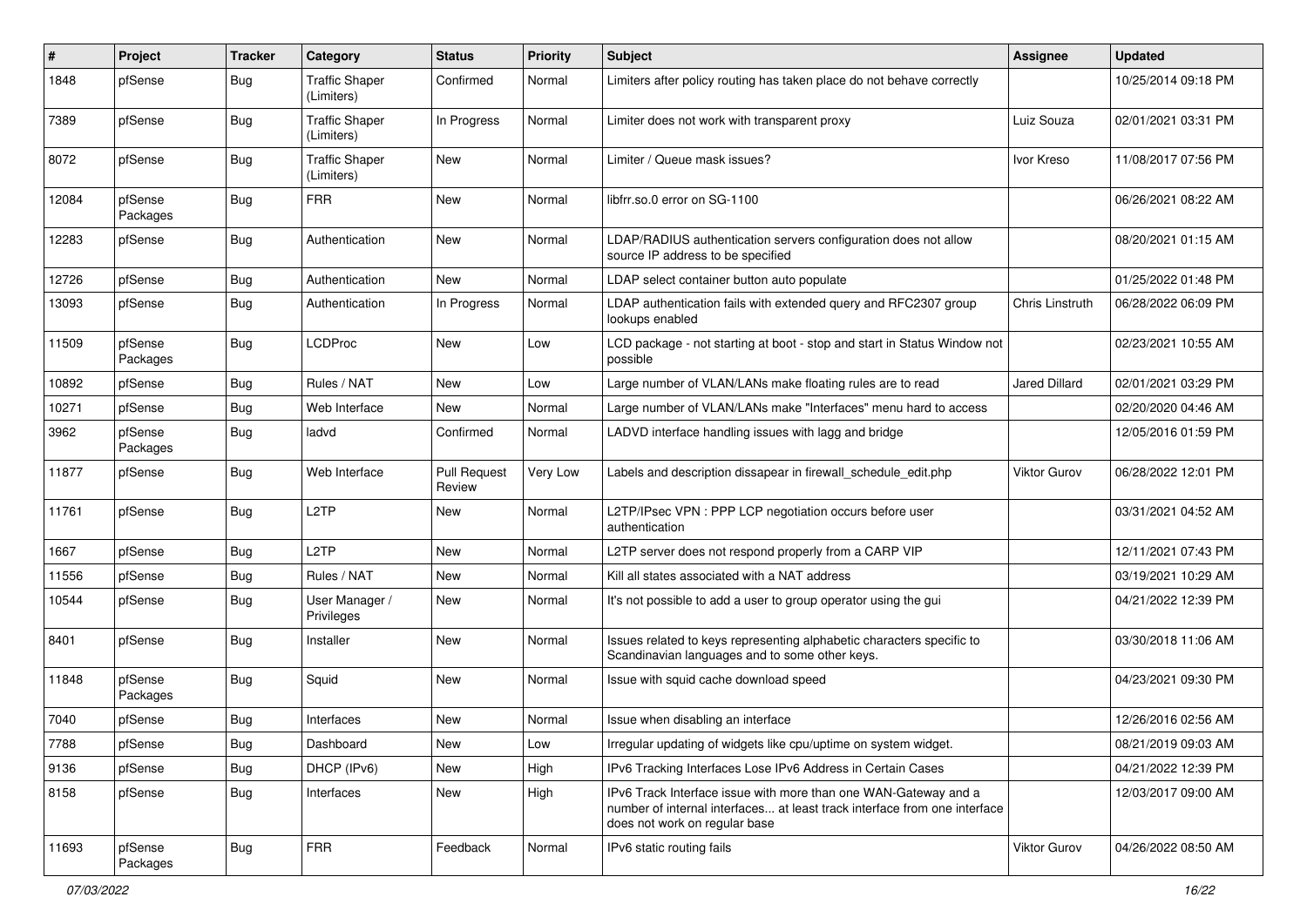| # | Project | Tracker | Category | Status | Priority | Subject | Assignee | Updated |
|---|---|---|---|---|---|---|---|---|
| 1848 | pfSense | Bug | Traffic Shaper (Limiters) | Confirmed | Normal | Limiters after policy routing has taken place do not behave correctly | | 10/25/2014 09:18 PM |
| 7389 | pfSense | Bug | Traffic Shaper (Limiters) | In Progress | Normal | Limiter does not work with transparent proxy | Luiz Souza | 02/01/2021 03:31 PM |
| 8072 | pfSense | Bug | Traffic Shaper (Limiters) | New | Normal | Limiter / Queue mask issues? | Ivor Kreso | 11/08/2017 07:56 PM |
| 12084 | pfSense Packages | Bug | FRR | New | Normal | libfrr.so.0 error on SG-1100 | | 06/26/2021 08:22 AM |
| 12283 | pfSense | Bug | Authentication | New | Normal | LDAP/RADIUS authentication servers configuration does not allow source IP address to be specified | | 08/20/2021 01:15 AM |
| 12726 | pfSense | Bug | Authentication | New | Normal | LDAP select container button auto populate | | 01/25/2022 01:48 PM |
| 13093 | pfSense | Bug | Authentication | In Progress | Normal | LDAP authentication fails with extended query and RFC2307 group lookups enabled | Chris Linstruth | 06/28/2022 06:09 PM |
| 11509 | pfSense Packages | Bug | LCDProc | New | Low | LCD package - not starting at boot - stop and start in Status Window not possible | | 02/23/2021 10:55 AM |
| 10892 | pfSense | Bug | Rules / NAT | New | Low | Large number of VLAN/LANs make floating rules are to read | Jared Dillard | 02/01/2021 03:29 PM |
| 10271 | pfSense | Bug | Web Interface | New | Normal | Large number of VLAN/LANs make "Interfaces" menu hard to access | | 02/20/2020 04:46 AM |
| 3962 | pfSense Packages | Bug | ladvd | Confirmed | Normal | LADVD interface handling issues with lagg and bridge | | 12/05/2016 01:59 PM |
| 11877 | pfSense | Bug | Web Interface | Pull Request Review | Very Low | Labels and description dissapear in firewall_schedule_edit.php | Viktor Gurov | 06/28/2022 12:01 PM |
| 11761 | pfSense | Bug | L2TP | New | Normal | L2TP/IPsec VPN : PPP LCP negotiation occurs before user authentication | | 03/31/2021 04:52 AM |
| 1667 | pfSense | Bug | L2TP | New | Normal | L2TP server does not respond properly from a CARP VIP | | 12/11/2021 07:43 PM |
| 11556 | pfSense | Bug | Rules / NAT | New | Normal | Kill all states associated with a NAT address | | 03/19/2021 10:29 AM |
| 10544 | pfSense | Bug | User Manager / Privileges | New | Normal | It's not possible to add a user to group operator using the gui | | 04/21/2022 12:39 PM |
| 8401 | pfSense | Bug | Installer | New | Normal | Issues related to keys representing alphabetic characters specific to Scandinavian languages and to some other keys. | | 03/30/2018 11:06 AM |
| 11848 | pfSense Packages | Bug | Squid | New | Normal | Issue with squid cache download speed | | 04/23/2021 09:30 PM |
| 7040 | pfSense | Bug | Interfaces | New | Normal | Issue when disabling an interface | | 12/26/2016 02:56 AM |
| 7788 | pfSense | Bug | Dashboard | New | Low | Irregular updating of widgets like cpu/uptime on system widget. | | 08/21/2019 09:03 AM |
| 9136 | pfSense | Bug | DHCP (IPv6) | New | High | IPv6 Tracking Interfaces Lose IPv6 Address in Certain Cases | | 04/21/2022 12:39 PM |
| 8158 | pfSense | Bug | Interfaces | New | High | IPv6 Track Interface issue with more than one WAN-Gateway and a number of internal interfaces... at least track interface from one interface does not work on regular base | | 12/03/2017 09:00 AM |
| 11693 | pfSense Packages | Bug | FRR | Feedback | Normal | IPv6 static routing fails | Viktor Gurov | 04/26/2022 08:50 AM |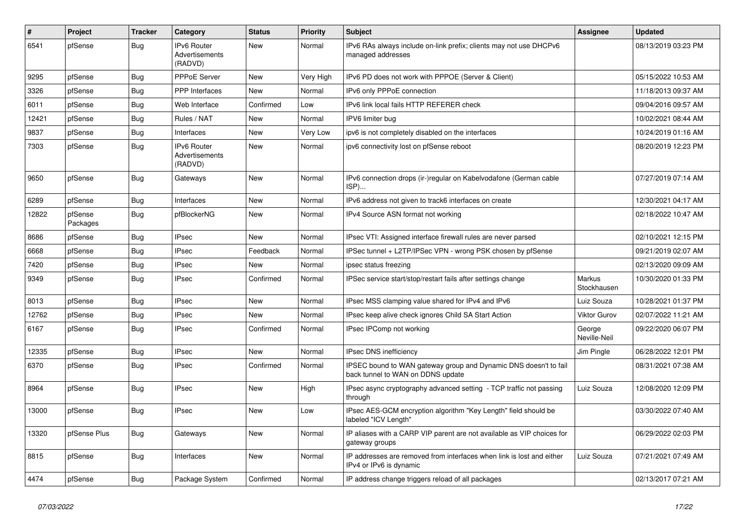| # | Project | Tracker | Category | Status | Priority | Subject | Assignee | Updated |
|---|---|---|---|---|---|---|---|---|
| 6541 | pfSense | Bug | IPv6 Router Advertisements (RADVD) | New | Normal | IPv6 RAs always include on-link prefix; clients may not use DHCPv6 managed addresses | | 08/13/2019 03:23 PM |
| 9295 | pfSense | Bug | PPPoE Server | New | Very High | IPv6 PD does not work with PPPOE (Server & Client) | | 05/15/2022 10:53 AM |
| 3326 | pfSense | Bug | PPP Interfaces | New | Normal | IPv6 only PPPoE connection | | 11/18/2013 09:37 AM |
| 6011 | pfSense | Bug | Web Interface | Confirmed | Low | IPv6 link local fails HTTP REFERER check | | 09/04/2016 09:57 AM |
| 12421 | pfSense | Bug | Rules / NAT | New | Normal | IPV6 limiter bug | | 10/02/2021 08:44 AM |
| 9837 | pfSense | Bug | Interfaces | New | Very Low | ipv6 is not completely disabled on the interfaces | | 10/24/2019 01:16 AM |
| 7303 | pfSense | Bug | IPv6 Router Advertisements (RADVD) | New | Normal | ipv6 connectivity lost on pfSense reboot | | 08/20/2019 12:23 PM |
| 9650 | pfSense | Bug | Gateways | New | Normal | IPv6 connection drops (ir-)regular on Kabelvodafone (German cable ISP)... | | 07/27/2019 07:14 AM |
| 6289 | pfSense | Bug | Interfaces | New | Normal | IPv6 address not given to track6 interfaces on create | | 12/30/2021 04:17 AM |
| 12822 | pfSense Packages | Bug | pfBlockerNG | New | Normal | IPv4 Source ASN format not working | | 02/18/2022 10:47 AM |
| 8686 | pfSense | Bug | IPsec | New | Normal | IPsec VTI: Assigned interface firewall rules are never parsed | | 02/10/2021 12:15 PM |
| 6668 | pfSense | Bug | IPsec | Feedback | Normal | IPSec tunnel + L2TP/IPSec VPN - wrong PSK chosen by pfSense | | 09/21/2019 02:07 AM |
| 7420 | pfSense | Bug | IPsec | New | Normal | ipsec status freezing | | 02/13/2020 09:09 AM |
| 9349 | pfSense | Bug | IPsec | Confirmed | Normal | IPSec service start/stop/restart fails after settings change | Markus Stockhausen | 10/30/2020 01:33 PM |
| 8013 | pfSense | Bug | IPsec | New | Normal | IPsec MSS clamping value shared for IPv4 and IPv6 | Luiz Souza | 10/28/2021 01:37 PM |
| 12762 | pfSense | Bug | IPsec | New | Normal | IPsec keep alive check ignores Child SA Start Action | Viktor Gurov | 02/07/2022 11:21 AM |
| 6167 | pfSense | Bug | IPsec | Confirmed | Normal | IPsec IPComp not working | George Neville-Neil | 09/22/2020 06:07 PM |
| 12335 | pfSense | Bug | IPsec | New | Normal | IPsec DNS inefficiency | Jim Pingle | 06/28/2022 12:01 PM |
| 6370 | pfSense | Bug | IPsec | Confirmed | Normal | IPSEC bound to WAN gateway group and Dynamic DNS doesn't to fail back tunnel to WAN on DDNS update | | 08/31/2021 07:38 AM |
| 8964 | pfSense | Bug | IPsec | New | High | IPsec async cryptography advanced setting - TCP traffic not passing through | Luiz Souza | 12/08/2020 12:09 PM |
| 13000 | pfSense | Bug | IPsec | New | Low | IPsec AES-GCM encryption algorithm "Key Length" field should be labeled "ICV Length" | | 03/30/2022 07:40 AM |
| 13320 | pfSense Plus | Bug | Gateways | New | Normal | IP aliases with a CARP VIP parent are not available as VIP choices for gateway groups | | 06/29/2022 02:03 PM |
| 8815 | pfSense | Bug | Interfaces | New | Normal | IP addresses are removed from interfaces when link is lost and either IPv4 or IPv6 is dynamic | Luiz Souza | 07/21/2021 07:49 AM |
| 4474 | pfSense | Bug | Package System | Confirmed | Normal | IP address change triggers reload of all packages | | 02/13/2017 07:21 AM |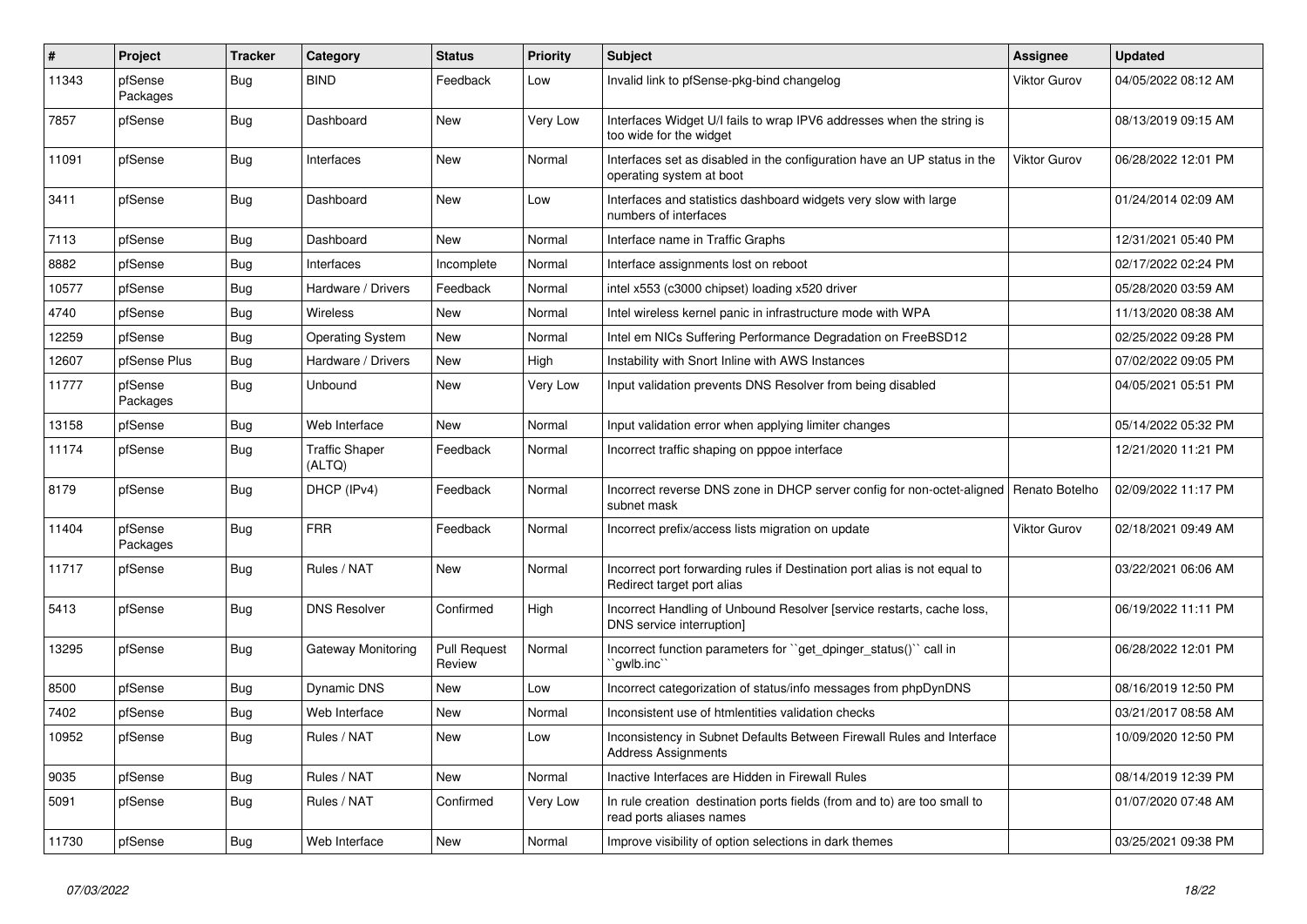| # | Project | Tracker | Category | Status | Priority | Subject | Assignee | Updated |
|---|---|---|---|---|---|---|---|---|
| 11343 | pfSense Packages | Bug | BIND | Feedback | Low | Invalid link to pfSense-pkg-bind changelog | Viktor Gurov | 04/05/2022 08:12 AM |
| 7857 | pfSense | Bug | Dashboard | New | Very Low | Interfaces Widget U/I fails to wrap IPV6 addresses when the string is too wide for the widget | | 08/13/2019 09:15 AM |
| 11091 | pfSense | Bug | Interfaces | New | Normal | Interfaces set as disabled in the configuration have an UP status in the operating system at boot | Viktor Gurov | 06/28/2022 12:01 PM |
| 3411 | pfSense | Bug | Dashboard | New | Low | Interfaces and statistics dashboard widgets very slow with large numbers of interfaces | | 01/24/2014 02:09 AM |
| 7113 | pfSense | Bug | Dashboard | New | Normal | Interface name in Traffic Graphs | | 12/31/2021 05:40 PM |
| 8882 | pfSense | Bug | Interfaces | Incomplete | Normal | Interface assignments lost on reboot | | 02/17/2022 02:24 PM |
| 10577 | pfSense | Bug | Hardware / Drivers | Feedback | Normal | intel x553 (c3000 chipset) loading x520 driver | | 05/28/2020 03:59 AM |
| 4740 | pfSense | Bug | Wireless | New | Normal | Intel wireless kernel panic in infrastructure mode with WPA | | 11/13/2020 08:38 AM |
| 12259 | pfSense | Bug | Operating System | New | Normal | Intel em NICs Suffering Performance Degradation on FreeBSD12 | | 02/25/2022 09:28 PM |
| 12607 | pfSense Plus | Bug | Hardware / Drivers | New | High | Instability with Snort Inline with AWS Instances | | 07/02/2022 09:05 PM |
| 11777 | pfSense Packages | Bug | Unbound | New | Very Low | Input validation prevents DNS Resolver from being disabled | | 04/05/2021 05:51 PM |
| 13158 | pfSense | Bug | Web Interface | New | Normal | Input validation error when applying limiter changes | | 05/14/2022 05:32 PM |
| 11174 | pfSense | Bug | Traffic Shaper (ALTQ) | Feedback | Normal | Incorrect traffic shaping on pppoe interface | | 12/21/2020 11:21 PM |
| 8179 | pfSense | Bug | DHCP (IPv4) | Feedback | Normal | Incorrect reverse DNS zone in DHCP server config for non-octet-aligned subnet mask | Renato Botelho | 02/09/2022 11:17 PM |
| 11404 | pfSense Packages | Bug | FRR | Feedback | Normal | Incorrect prefix/access lists migration on update | Viktor Gurov | 02/18/2021 09:49 AM |
| 11717 | pfSense | Bug | Rules / NAT | New | Normal | Incorrect port forwarding rules if Destination port alias is not equal to Redirect target port alias | | 03/22/2021 06:06 AM |
| 5413 | pfSense | Bug | DNS Resolver | Confirmed | High | Incorrect Handling of Unbound Resolver [service restarts, cache loss, DNS service interruption] | | 06/19/2022 11:11 PM |
| 13295 | pfSense | Bug | Gateway Monitoring | Pull Request Review | Normal | Incorrect function parameters for ``get_dpinger_status()`` call in ``gwlb.inc`` | | 06/28/2022 12:01 PM |
| 8500 | pfSense | Bug | Dynamic DNS | New | Low | Incorrect categorization of status/info messages from phpDynDNS | | 08/16/2019 12:50 PM |
| 7402 | pfSense | Bug | Web Interface | New | Normal | Inconsistent use of htmlentities validation checks | | 03/21/2017 08:58 AM |
| 10952 | pfSense | Bug | Rules / NAT | New | Low | Inconsistency in Subnet Defaults Between Firewall Rules and Interface Address Assignments | | 10/09/2020 12:50 PM |
| 9035 | pfSense | Bug | Rules / NAT | New | Normal | Inactive Interfaces are Hidden in Firewall Rules | | 08/14/2019 12:39 PM |
| 5091 | pfSense | Bug | Rules / NAT | Confirmed | Very Low | In rule creation destination ports fields (from and to) are too small to read ports aliases names | | 01/07/2020 07:48 AM |
| 11730 | pfSense | Bug | Web Interface | New | Normal | Improve visibility of option selections in dark themes | | 03/25/2021 09:38 PM |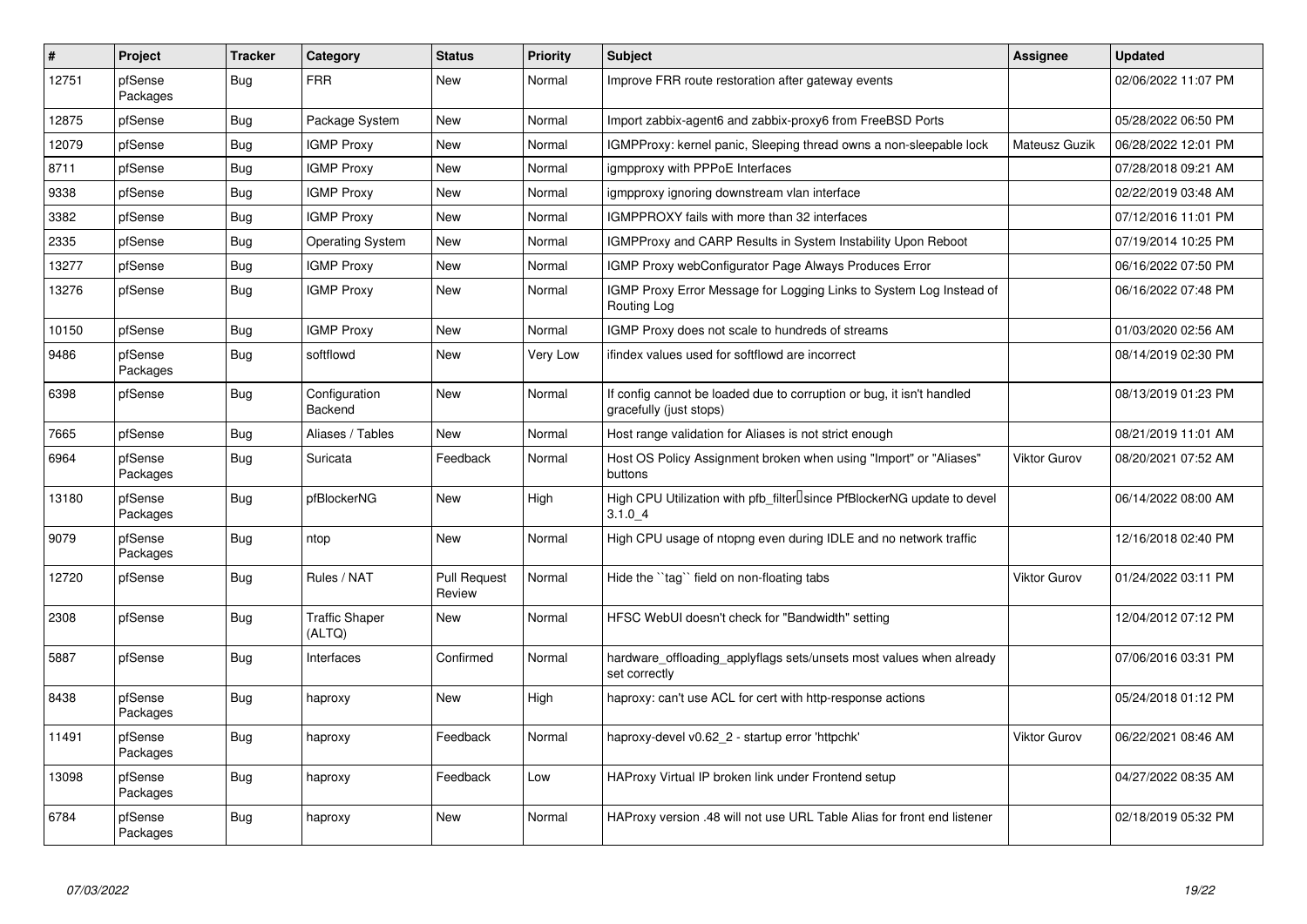| # | Project | Tracker | Category | Status | Priority | Subject | Assignee | Updated |
|---|---|---|---|---|---|---|---|---|
| 12751 | pfSense Packages | Bug | FRR | New | Normal | Improve FRR route restoration after gateway events | | 02/06/2022 11:07 PM |
| 12875 | pfSense | Bug | Package System | New | Normal | Import zabbix-agent6 and zabbix-proxy6 from FreeBSD Ports | | 05/28/2022 06:50 PM |
| 12079 | pfSense | Bug | IGMP Proxy | New | Normal | IGMPProxy: kernel panic, Sleeping thread owns a non-sleepable lock | Mateusz Guzik | 06/28/2022 12:01 PM |
| 8711 | pfSense | Bug | IGMP Proxy | New | Normal | igmpproxy with PPPoE Interfaces | | 07/28/2018 09:21 AM |
| 9338 | pfSense | Bug | IGMP Proxy | New | Normal | igmpproxy ignoring downstream vlan interface | | 02/22/2019 03:48 AM |
| 3382 | pfSense | Bug | IGMP Proxy | New | Normal | IGMPPROXY fails with more than 32 interfaces | | 07/12/2016 11:01 PM |
| 2335 | pfSense | Bug | Operating System | New | Normal | IGMPProxy and CARP Results in System Instability Upon Reboot | | 07/19/2014 10:25 PM |
| 13277 | pfSense | Bug | IGMP Proxy | New | Normal | IGMP Proxy webConfigurator Page Always Produces Error | | 06/16/2022 07:50 PM |
| 13276 | pfSense | Bug | IGMP Proxy | New | Normal | IGMP Proxy Error Message for Logging Links to System Log Instead of Routing Log | | 06/16/2022 07:48 PM |
| 10150 | pfSense | Bug | IGMP Proxy | New | Normal | IGMP Proxy does not scale to hundreds of streams | | 01/03/2020 02:56 AM |
| 9486 | pfSense Packages | Bug | softflowd | New | Very Low | ifindex values used for softflowd are incorrect | | 08/14/2019 02:30 PM |
| 6398 | pfSense | Bug | Configuration Backend | New | Normal | If config cannot be loaded due to corruption or bug, it isn't handled gracefully (just stops) | | 08/13/2019 01:23 PM |
| 7665 | pfSense | Bug | Aliases / Tables | New | Normal | Host range validation for Aliases is not strict enough | | 08/21/2019 11:01 AM |
| 6964 | pfSense Packages | Bug | Suricata | Feedback | Normal | Host OS Policy Assignment broken when using "Import" or "Aliases" buttons | Viktor Gurov | 08/20/2021 07:52 AM |
| 13180 | pfSense Packages | Bug | pfBlockerNG | New | High | High CPU Utilization with pfb_filter since PfBlockerNG update to devel 3.1.0_4 | | 06/14/2022 08:00 AM |
| 9079 | pfSense Packages | Bug | ntop | New | Normal | High CPU usage of ntopng even during IDLE and no network traffic | | 12/16/2018 02:40 PM |
| 12720 | pfSense | Bug | Rules / NAT | Pull Request Review | Normal | Hide the ``tag`` field on non-floating tabs | Viktor Gurov | 01/24/2022 03:11 PM |
| 2308 | pfSense | Bug | Traffic Shaper (ALTQ) | New | Normal | HFSC WebUI doesn't check for "Bandwidth" setting | | 12/04/2012 07:12 PM |
| 5887 | pfSense | Bug | Interfaces | Confirmed | Normal | hardware_offloading_applyflags sets/unsets most values when already set correctly | | 07/06/2016 03:31 PM |
| 8438 | pfSense Packages | Bug | haproxy | New | High | haproxy: can't use ACL for cert with http-response actions | | 05/24/2018 01:12 PM |
| 11491 | pfSense Packages | Bug | haproxy | Feedback | Normal | haproxy-devel v0.62_2 - startup error 'httpchk' | Viktor Gurov | 06/22/2021 08:46 AM |
| 13098 | pfSense Packages | Bug | haproxy | Feedback | Low | HAProxy Virtual IP broken link under Frontend setup | | 04/27/2022 08:35 AM |
| 6784 | pfSense Packages | Bug | haproxy | New | Normal | HAProxy version .48 will not use URL Table Alias for front end listener | | 02/18/2019 05:32 PM |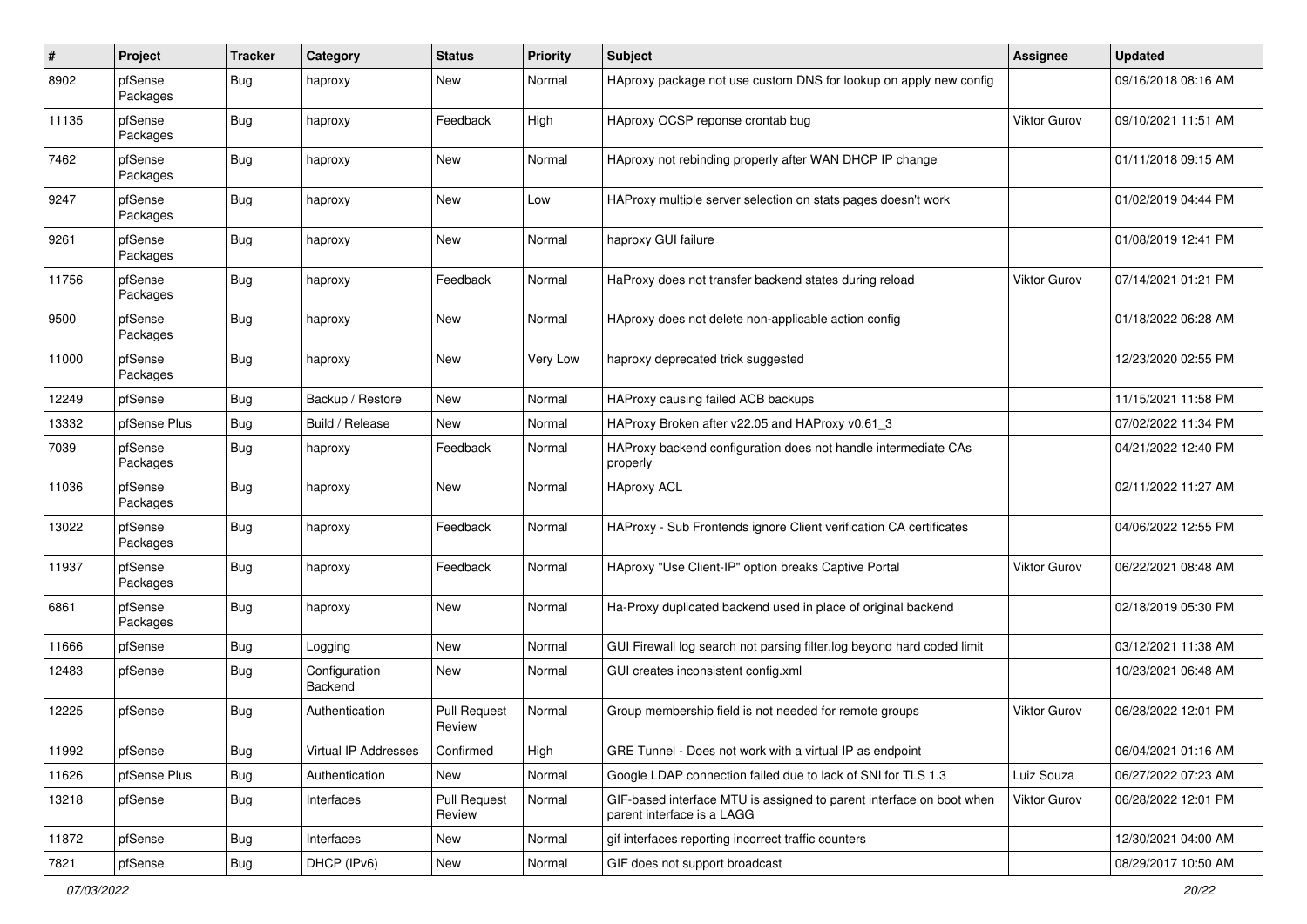| # | Project | Tracker | Category | Status | Priority | Subject | Assignee | Updated |
|---|---|---|---|---|---|---|---|---|
| 8902 | pfSense Packages | Bug | haproxy | New | Normal | HAproxy package not use custom DNS for lookup on apply new config | | 09/16/2018 08:16 AM |
| 11135 | pfSense Packages | Bug | haproxy | Feedback | High | HAproxy OCSP reponse crontab bug | Viktor Gurov | 09/10/2021 11:51 AM |
| 7462 | pfSense Packages | Bug | haproxy | New | Normal | HAproxy not rebinding properly after WAN DHCP IP change | | 01/11/2018 09:15 AM |
| 9247 | pfSense Packages | Bug | haproxy | New | Low | HAProxy multiple server selection on stats pages doesn't work | | 01/02/2019 04:44 PM |
| 9261 | pfSense Packages | Bug | haproxy | New | Normal | haproxy GUI failure | | 01/08/2019 12:41 PM |
| 11756 | pfSense Packages | Bug | haproxy | Feedback | Normal | HaProxy does not transfer backend states during reload | Viktor Gurov | 07/14/2021 01:21 PM |
| 9500 | pfSense Packages | Bug | haproxy | New | Normal | HAproxy does not delete non-applicable action config | | 01/18/2022 06:28 AM |
| 11000 | pfSense Packages | Bug | haproxy | New | Very Low | haproxy deprecated trick suggested | | 12/23/2020 02:55 PM |
| 12249 | pfSense | Bug | Backup / Restore | New | Normal | HAProxy causing failed ACB backups | | 11/15/2021 11:58 PM |
| 13332 | pfSense Plus | Bug | Build / Release | New | Normal | HAProxy Broken after v22.05 and HAProxy v0.61_3 | | 07/02/2022 11:34 PM |
| 7039 | pfSense Packages | Bug | haproxy | Feedback | Normal | HAProxy backend configuration does not handle intermediate CAs properly | | 04/21/2022 12:40 PM |
| 11036 | pfSense Packages | Bug | haproxy | New | Normal | HAproxy ACL | | 02/11/2022 11:27 AM |
| 13022 | pfSense Packages | Bug | haproxy | Feedback | Normal | HAProxy - Sub Frontends ignore Client verification CA certificates | | 04/06/2022 12:55 PM |
| 11937 | pfSense Packages | Bug | haproxy | Feedback | Normal | HAproxy "Use Client-IP" option breaks Captive Portal | Viktor Gurov | 06/22/2021 08:48 AM |
| 6861 | pfSense Packages | Bug | haproxy | New | Normal | Ha-Proxy duplicated backend used in place of original backend | | 02/18/2019 05:30 PM |
| 11666 | pfSense | Bug | Logging | New | Normal | GUI Firewall log search not parsing filter.log beyond hard coded limit | | 03/12/2021 11:38 AM |
| 12483 | pfSense | Bug | Configuration Backend | New | Normal | GUI creates inconsistent config.xml | | 10/23/2021 06:48 AM |
| 12225 | pfSense | Bug | Authentication | Pull Request Review | Normal | Group membership field is not needed for remote groups | Viktor Gurov | 06/28/2022 12:01 PM |
| 11992 | pfSense | Bug | Virtual IP Addresses | Confirmed | High | GRE Tunnel - Does not work with a virtual IP as endpoint | | 06/04/2021 01:16 AM |
| 11626 | pfSense Plus | Bug | Authentication | New | Normal | Google LDAP connection failed due to lack of SNI for TLS 1.3 | Luiz Souza | 06/27/2022 07:23 AM |
| 13218 | pfSense | Bug | Interfaces | Pull Request Review | Normal | GIF-based interface MTU is assigned to parent interface on boot when parent interface is a LAGG | Viktor Gurov | 06/28/2022 12:01 PM |
| 11872 | pfSense | Bug | Interfaces | New | Normal | gif interfaces reporting incorrect traffic counters | | 12/30/2021 04:00 AM |
| 7821 | pfSense | Bug | DHCP (IPv6) | New | Normal | GIF does not support broadcast | | 08/29/2017 10:50 AM |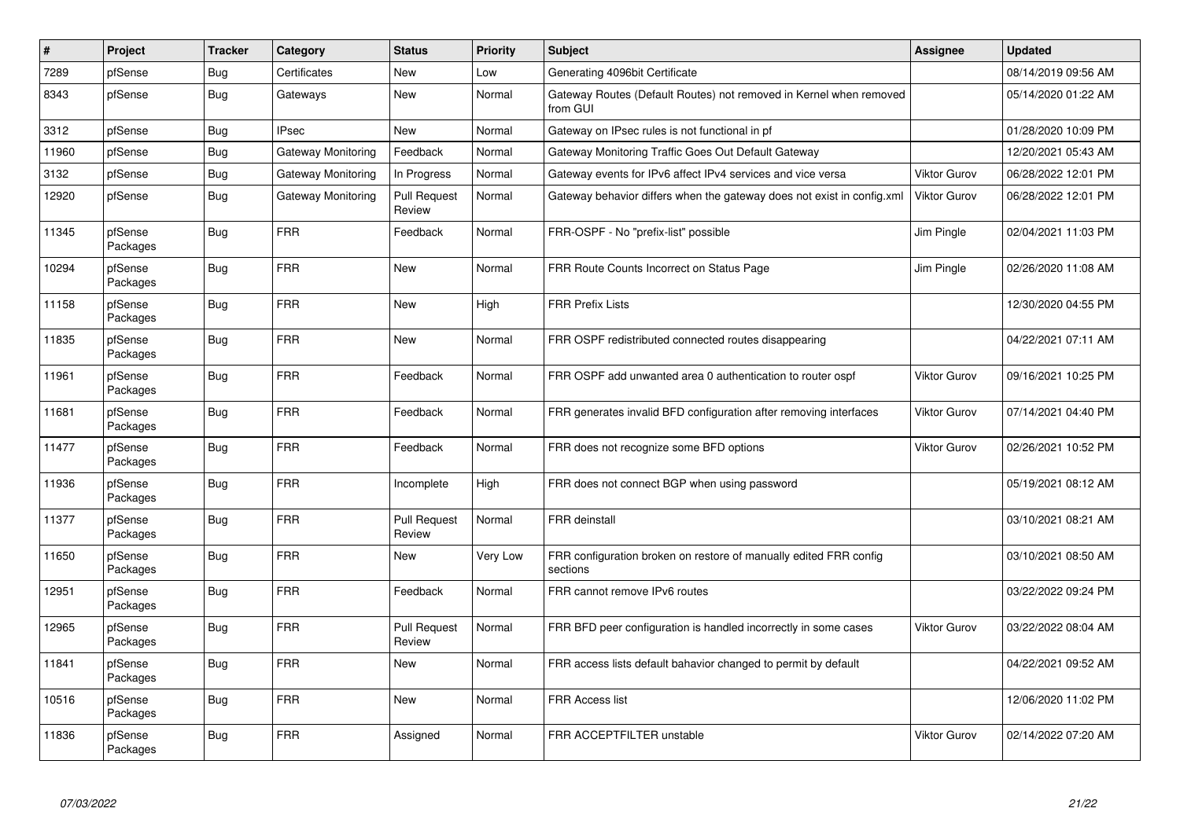| # | Project | Tracker | Category | Status | Priority | Subject | Assignee | Updated |
|---|---|---|---|---|---|---|---|---|
| 7289 | pfSense | Bug | Certificates | New | Low | Generating 4096bit Certificate | | 08/14/2019 09:56 AM |
| 8343 | pfSense | Bug | Gateways | New | Normal | Gateway Routes (Default Routes) not removed in Kernel when removed from GUI | | 05/14/2020 01:22 AM |
| 3312 | pfSense | Bug | IPsec | New | Normal | Gateway on IPsec rules is not functional in pf | | 01/28/2020 10:09 PM |
| 11960 | pfSense | Bug | Gateway Monitoring | Feedback | Normal | Gateway Monitoring Traffic Goes Out Default Gateway | | 12/20/2021 05:43 AM |
| 3132 | pfSense | Bug | Gateway Monitoring | In Progress | Normal | Gateway events for IPv6 affect IPv4 services and vice versa | Viktor Gurov | 06/28/2022 12:01 PM |
| 12920 | pfSense | Bug | Gateway Monitoring | Pull Request Review | Normal | Gateway behavior differs when the gateway does not exist in config.xml | Viktor Gurov | 06/28/2022 12:01 PM |
| 11345 | pfSense Packages | Bug | FRR | Feedback | Normal | FRR-OSPF - No "prefix-list" possible | Jim Pingle | 02/04/2021 11:03 PM |
| 10294 | pfSense Packages | Bug | FRR | New | Normal | FRR Route Counts Incorrect on Status Page | Jim Pingle | 02/26/2020 11:08 AM |
| 11158 | pfSense Packages | Bug | FRR | New | High | FRR Prefix Lists | | 12/30/2020 04:55 PM |
| 11835 | pfSense Packages | Bug | FRR | New | Normal | FRR OSPF redistributed connected routes disappearing | | 04/22/2021 07:11 AM |
| 11961 | pfSense Packages | Bug | FRR | Feedback | Normal | FRR OSPF add unwanted area 0 authentication to router ospf | Viktor Gurov | 09/16/2021 10:25 PM |
| 11681 | pfSense Packages | Bug | FRR | Feedback | Normal | FRR generates invalid BFD configuration after removing interfaces | Viktor Gurov | 07/14/2021 04:40 PM |
| 11477 | pfSense Packages | Bug | FRR | Feedback | Normal | FRR does not recognize some BFD options | Viktor Gurov | 02/26/2021 10:52 PM |
| 11936 | pfSense Packages | Bug | FRR | Incomplete | High | FRR does not connect BGP when using password | | 05/19/2021 08:12 AM |
| 11377 | pfSense Packages | Bug | FRR | Pull Request Review | Normal | FRR deinstall | | 03/10/2021 08:21 AM |
| 11650 | pfSense Packages | Bug | FRR | New | Very Low | FRR configuration broken on restore of manually edited FRR config sections | | 03/10/2021 08:50 AM |
| 12951 | pfSense Packages | Bug | FRR | Feedback | Normal | FRR cannot remove IPv6 routes | | 03/22/2022 09:24 PM |
| 12965 | pfSense Packages | Bug | FRR | Pull Request Review | Normal | FRR BFD peer configuration is handled incorrectly in some cases | Viktor Gurov | 03/22/2022 08:04 AM |
| 11841 | pfSense Packages | Bug | FRR | New | Normal | FRR access lists default bahavior changed to permit by default | | 04/22/2021 09:52 AM |
| 10516 | pfSense Packages | Bug | FRR | New | Normal | FRR Access list | | 12/06/2020 11:02 PM |
| 11836 | pfSense Packages | Bug | FRR | Assigned | Normal | FRR ACCEPTFILTER unstable | Viktor Gurov | 02/14/2022 07:20 AM |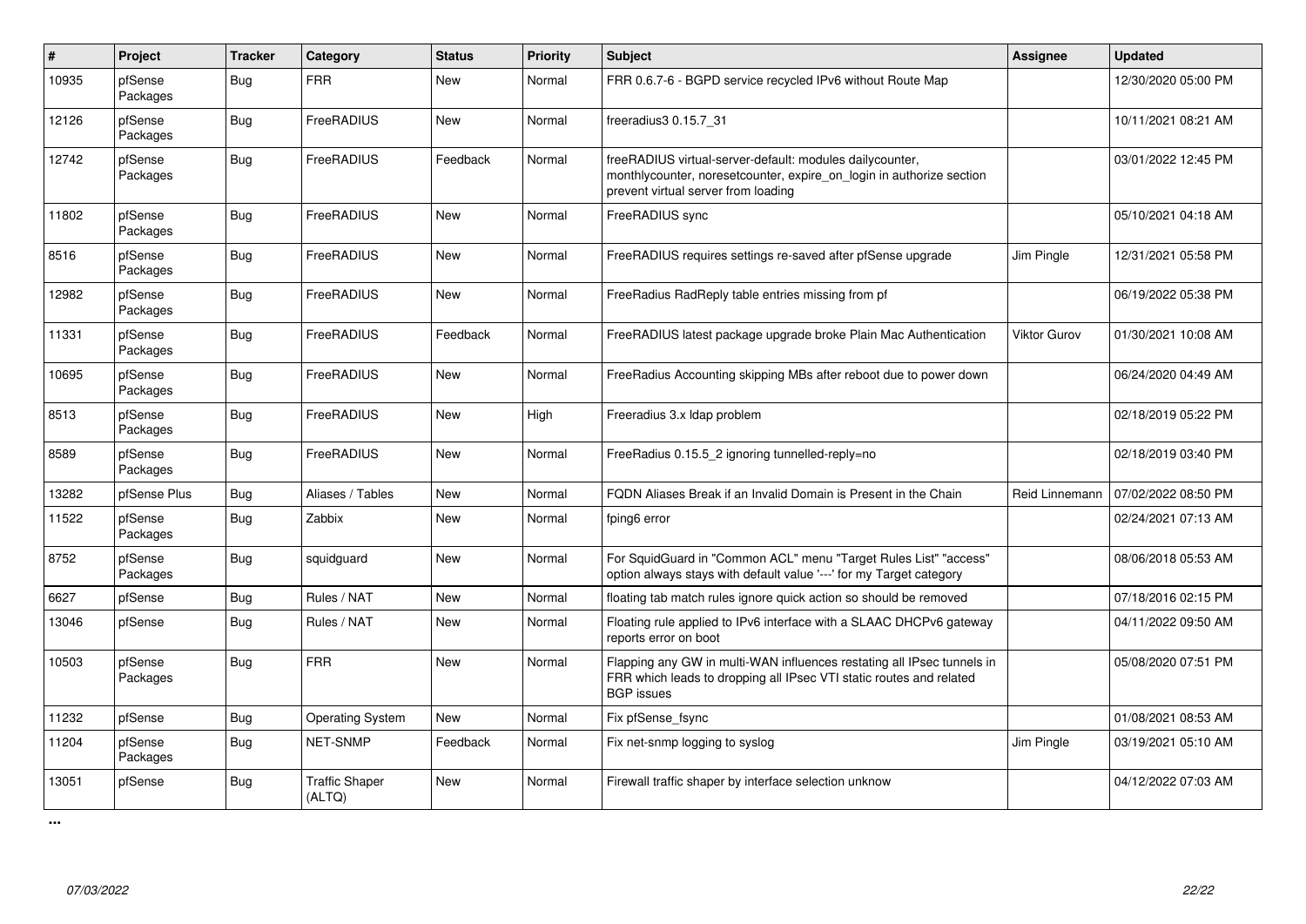| # | Project | Tracker | Category | Status | Priority | Subject | Assignee | Updated |
|---|---|---|---|---|---|---|---|---|
| 10935 | pfSense Packages | Bug | FRR | New | Normal | FRR 0.6.7-6 - BGPD service recycled IPv6 without Route Map | | 12/30/2020 05:00 PM |
| 12126 | pfSense Packages | Bug | FreeRADIUS | New | Normal | freeradius3 0.15.7_31 | | 10/11/2021 08:21 AM |
| 12742 | pfSense Packages | Bug | FreeRADIUS | Feedback | Normal | freeRADIUS virtual-server-default: modules dailycounter, monthlycounter, noresetcounter, expire_on_login in authorize section prevent virtual server from loading | | 03/01/2022 12:45 PM |
| 11802 | pfSense Packages | Bug | FreeRADIUS | New | Normal | FreeRADIUS sync | | 05/10/2021 04:18 AM |
| 8516 | pfSense Packages | Bug | FreeRADIUS | New | Normal | FreeRADIUS requires settings re-saved after pfSense upgrade | Jim Pingle | 12/31/2021 05:58 PM |
| 12982 | pfSense Packages | Bug | FreeRADIUS | New | Normal | FreeRadius RadReply table entries missing from pf | | 06/19/2022 05:38 PM |
| 11331 | pfSense Packages | Bug | FreeRADIUS | Feedback | Normal | FreeRADIUS latest package upgrade broke Plain Mac Authentication | Viktor Gurov | 01/30/2021 10:08 AM |
| 10695 | pfSense Packages | Bug | FreeRADIUS | New | Normal | FreeRadius Accounting skipping MBs after reboot due to power down | | 06/24/2020 04:49 AM |
| 8513 | pfSense Packages | Bug | FreeRADIUS | New | High | Freeradius 3.x ldap problem | | 02/18/2019 05:22 PM |
| 8589 | pfSense Packages | Bug | FreeRADIUS | New | Normal | FreeRadius 0.15.5_2 ignoring tunnelled-reply=no | | 02/18/2019 03:40 PM |
| 13282 | pfSense Plus | Bug | Aliases / Tables | New | Normal | FQDN Aliases Break if an Invalid Domain is Present in the Chain | Reid Linnemann | 07/02/2022 08:50 PM |
| 11522 | pfSense Packages | Bug | Zabbix | New | Normal | fping6 error | | 02/24/2021 07:13 AM |
| 8752 | pfSense Packages | Bug | squidguard | New | Normal | For SquidGuard in "Common ACL" menu "Target Rules List" "access" option always stays with default value '---' for my Target category | | 08/06/2018 05:53 AM |
| 6627 | pfSense | Bug | Rules / NAT | New | Normal | floating tab match rules ignore quick action so should be removed | | 07/18/2016 02:15 PM |
| 13046 | pfSense | Bug | Rules / NAT | New | Normal | Floating rule applied to IPv6 interface with a SLAAC DHCPv6 gateway reports error on boot | | 04/11/2022 09:50 AM |
| 10503 | pfSense Packages | Bug | FRR | New | Normal | Flapping any GW in multi-WAN influences restating all IPsec tunnels in FRR which leads to dropping all IPsec VTI static routes and related BGP issues | | 05/08/2020 07:51 PM |
| 11232 | pfSense | Bug | Operating System | New | Normal | Fix pfSense_fsync | | 01/08/2021 08:53 AM |
| 11204 | pfSense Packages | Bug | NET-SNMP | Feedback | Normal | Fix net-snmp logging to syslog | Jim Pingle | 03/19/2021 05:10 AM |
| 13051 | pfSense | Bug | Traffic Shaper (ALTQ) | New | Normal | Firewall traffic shaper by interface selection unknow | | 04/12/2022 07:03 AM |

...